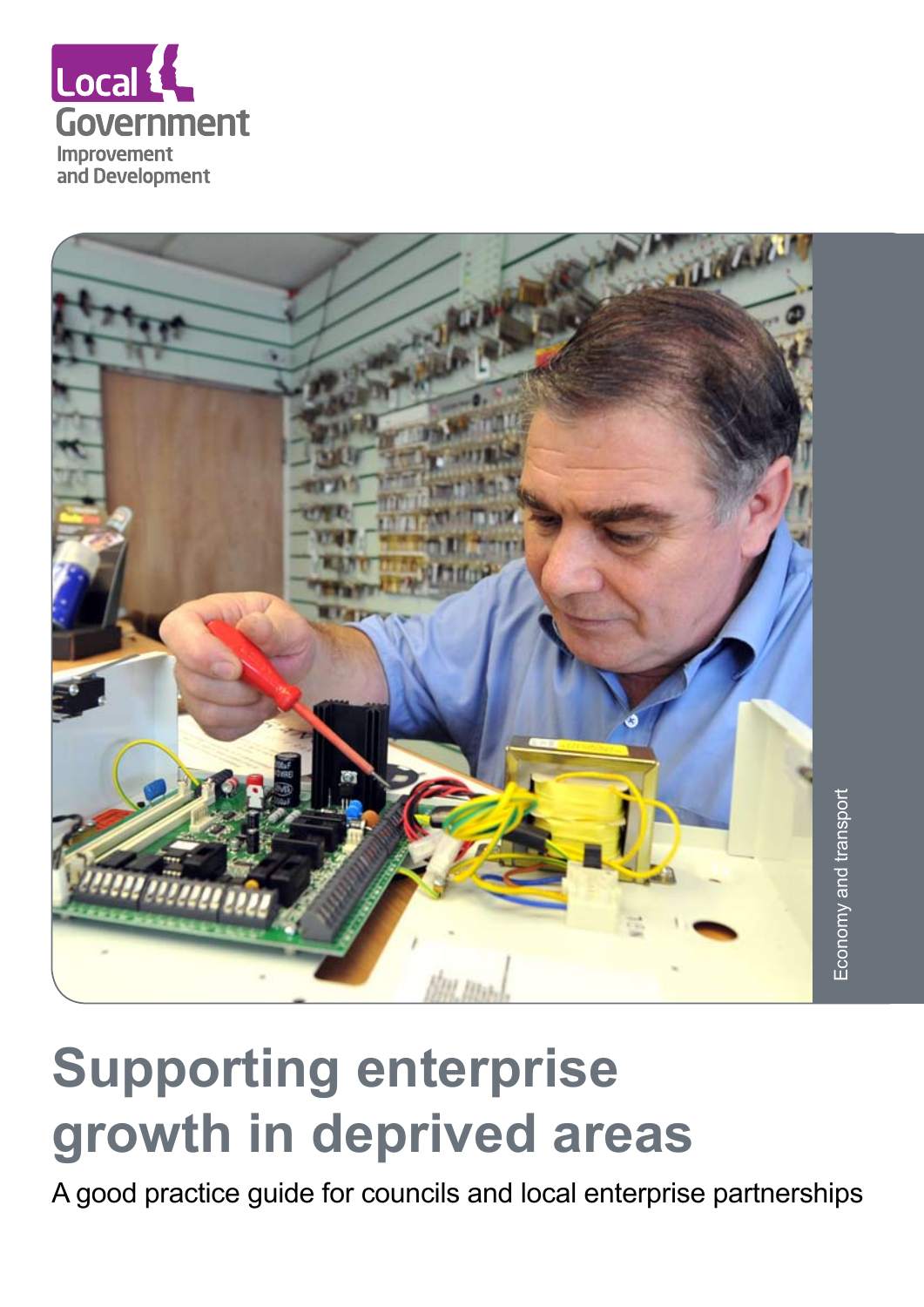Local Government Improvement and Development

Economy and transport

# Supporting enterprise growth in deprived areas

A good practice guide for councils and local enterprise partnerships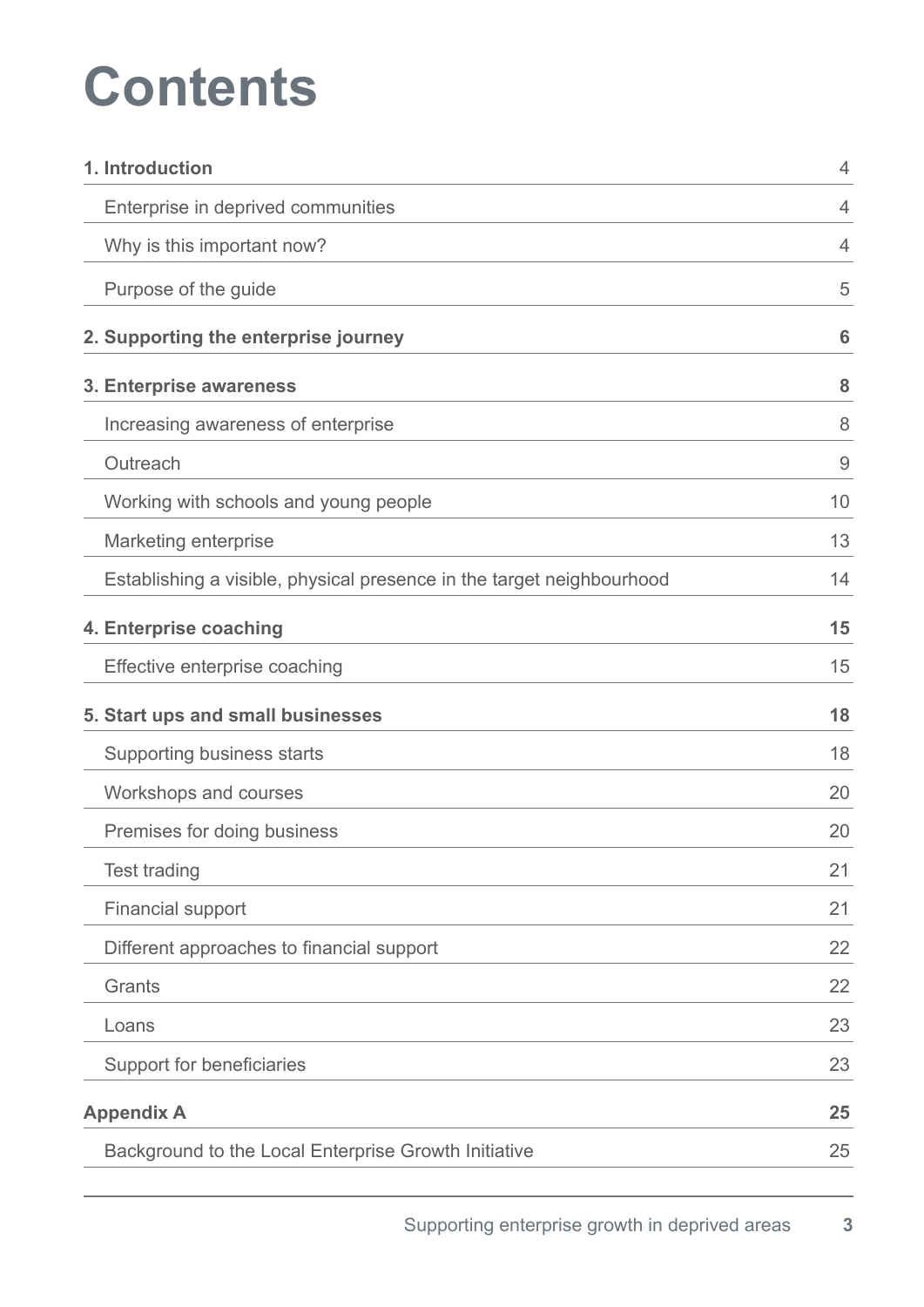# Contents

| | |
|---|---|
| **1. Introduction** | 4 |
| Enterprise in deprived communities | 4 |
| Why is this important now? | 4 |
| Purpose of the guide | 5 |
| **2. Supporting the enterprise journey** | **6** |
| **3. Enterprise awareness** | **8** |
| Increasing awareness of enterprise | 8 |
| Outreach | 9 |
| Working with schools and young people | 10 |
| Marketing enterprise | 13 |
| Establishing a visible, physical presence in the target neighbourhood | 14 |
| **4. Enterprise coaching** | **15** |
| Effective enterprise coaching | 15 |
| **5. Start ups and small businesses** | **18** |
| Supporting business starts | 18 |
| Workshops and courses | 20 |
| Premises for doing business | 20 |
| Test trading | 21 |
| Financial support | 21 |
| Different approaches to financial support | 22 |
| Grants | 22 |
| Loans | 23 |
| Support for beneficiaries | 23 |
| **Appendix A** | **25** |
| Background to the Local Enterprise Growth Initiative | 25 |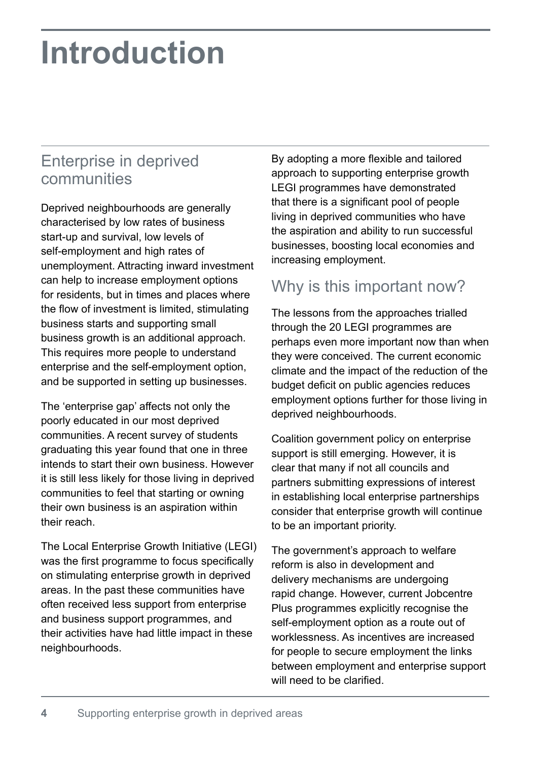# Introduction

## Enterprise in deprived communities

Deprived neighbourhoods are generally characterised by low rates of business start-up and survival, low levels of self-employment and high rates of unemployment. Attracting inward investment can help to increase employment options for residents, but in times and places where the flow of investment is limited, stimulating business starts and supporting small business growth is an additional approach. This requires more people to understand enterprise and the self-employment option, and be supported in setting up businesses.

The 'enterprise gap' affects not only the poorly educated in our most deprived communities. A recent survey of students graduating this year found that one in three intends to start their own business. However it is still less likely for those living in deprived communities to feel that starting or owning their own business is an aspiration within their reach.

The Local Enterprise Growth Initiative (LEGI) was the first programme to focus specifically on stimulating enterprise growth in deprived areas. In the past these communities have often received less support from enterprise and business support programmes, and their activities have had little impact in these neighbourhoods.

By adopting a more flexible and tailored approach to supporting enterprise growth LEGI programmes have demonstrated that there is a significant pool of people living in deprived communities who have the aspiration and ability to run successful businesses, boosting local economies and increasing employment.

## Why is this important now?

The lessons from the approaches trialled through the 20 LEGI programmes are perhaps even more important now than when they were conceived. The current economic climate and the impact of the reduction of the budget deficit on public agencies reduces employment options further for those living in deprived neighbourhoods.

Coalition government policy on enterprise support is still emerging. However, it is clear that many if not all councils and partners submitting expressions of interest in establishing local enterprise partnerships consider that enterprise growth will continue to be an important priority.

The government's approach to welfare reform is also in development and delivery mechanisms are undergoing rapid change. However, current Jobcentre Plus programmes explicitly recognise the self-employment option as a route out of worklessness. As incentives are increased for people to secure employment the links between employment and enterprise support will need to be clarified.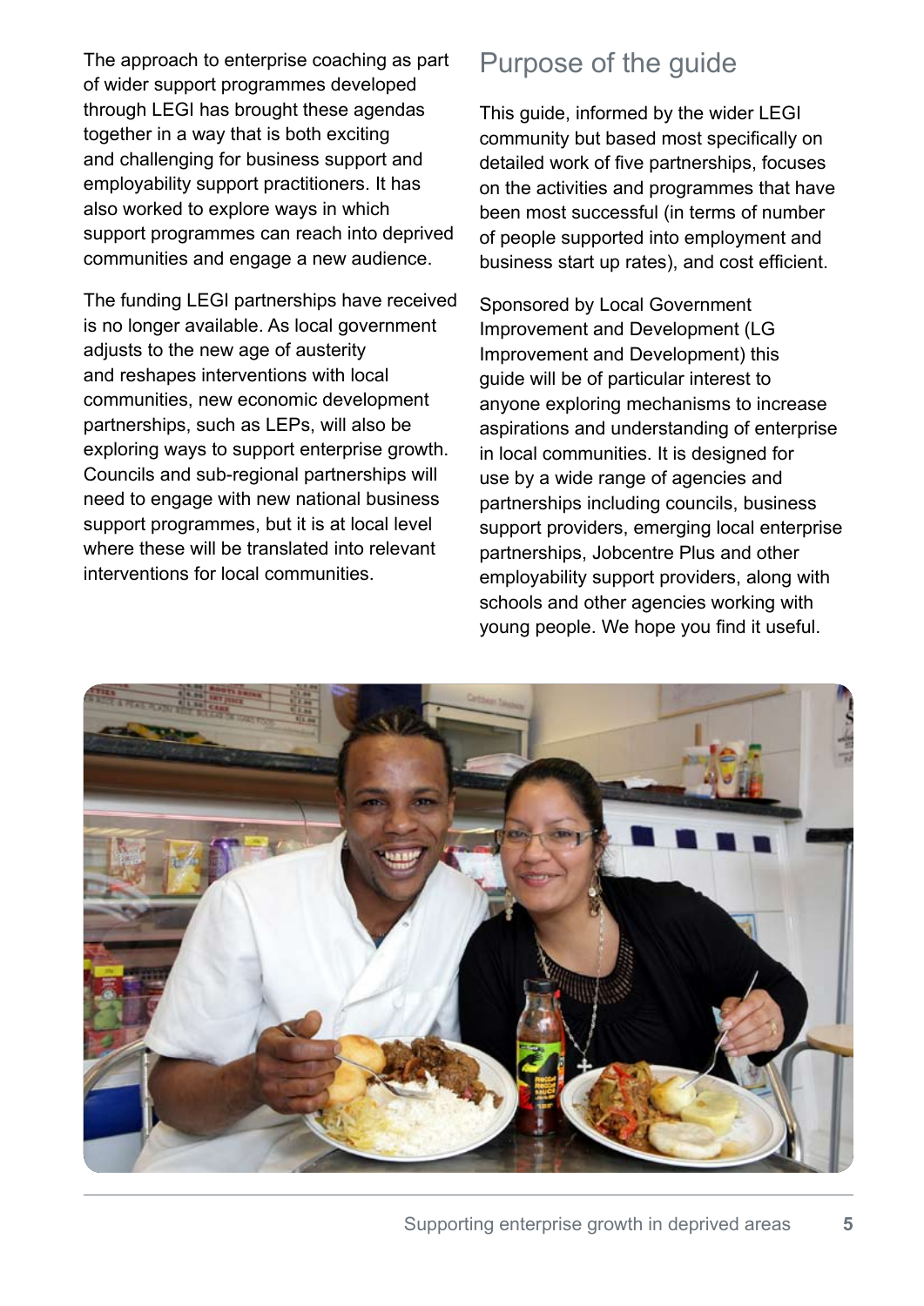The approach to enterprise coaching as part of wider support programmes developed through LEGI has brought these agendas together in a way that is both exciting and challenging for business support and employability support practitioners. It has also worked to explore ways in which support programmes can reach into deprived communities and engage a new audience.

The funding LEGI partnerships have received is no longer available. As local government adjusts to the new age of austerity and reshapes interventions with local communities, new economic development partnerships, such as LEPs, will also be exploring ways to support enterprise growth. Councils and sub-regional partnerships will need to engage with new national business support programmes, but it is at local level where these will be translated into relevant interventions for local communities.

## Purpose of the guide

This guide, informed by the wider LEGI community but based most specifically on detailed work of five partnerships, focuses on the activities and programmes that have been most successful (in terms of number of people supported into employment and business start up rates), and cost efficient.

Sponsored by Local Government Improvement and Development (LG Improvement and Development) this guide will be of particular interest to anyone exploring mechanisms to increase aspirations and understanding of enterprise in local communities. It is designed for use by a wide range of agencies and partnerships including councils, business support providers, emerging local enterprise partnerships, Jobcentre Plus and other employability support providers, along with schools and other agencies working with young people. We hope you find it useful.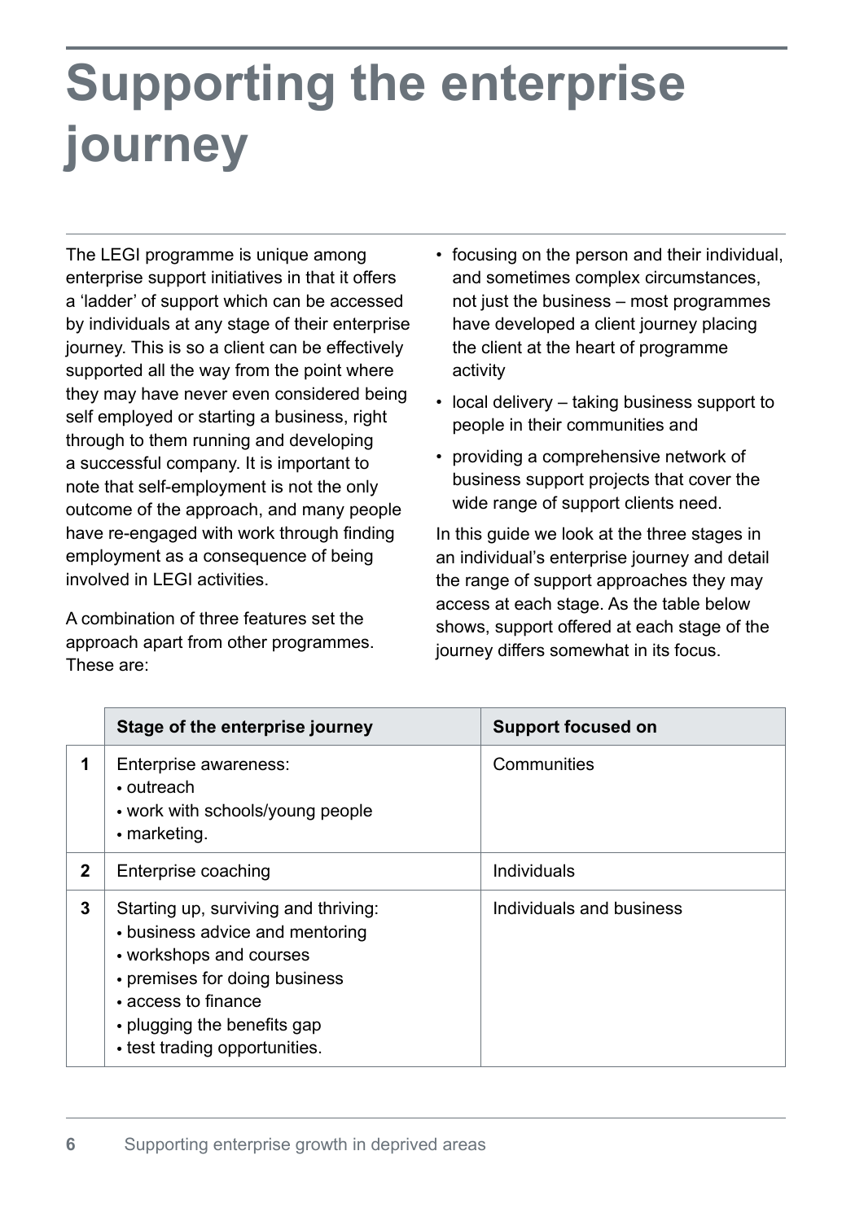# Supporting the enterprise journey

The LEGI programme is unique among enterprise support initiatives in that it offers a 'ladder' of support which can be accessed by individuals at any stage of their enterprise journey. This is so a client can be effectively supported all the way from the point where they may have never even considered being self employed or starting a business, right through to them running and developing a successful company. It is important to note that self-employment is not the only outcome of the approach, and many people have re-engaged with work through finding employment as a consequence of being involved in LEGI activities.

A combination of three features set the approach apart from other programmes. These are:

- focusing on the person and their individual, and sometimes complex circumstances, not just the business – most programmes have developed a client journey placing the client at the heart of programme activity
- local delivery – taking business support to people in their communities and
- providing a comprehensive network of business support projects that cover the wide range of support clients need.

In this guide we look at the three stages in an individual's enterprise journey and detail the range of support approaches they may access at each stage. As the table below shows, support offered at each stage of the journey differs somewhat in its focus.

| | Stage of the enterprise journey | Support focused on |
|---|---|---|
| 1 | Enterprise awareness:<br>• outreach<br>• work with schools/young people<br>• marketing. | Communities |
| 2 | Enterprise coaching | Individuals |
| 3 | Starting up, surviving and thriving:<br>• business advice and mentoring<br>• workshops and courses<br>• premises for doing business<br>• access to finance<br>• plugging the benefits gap<br>• test trading opportunities. | Individuals and business |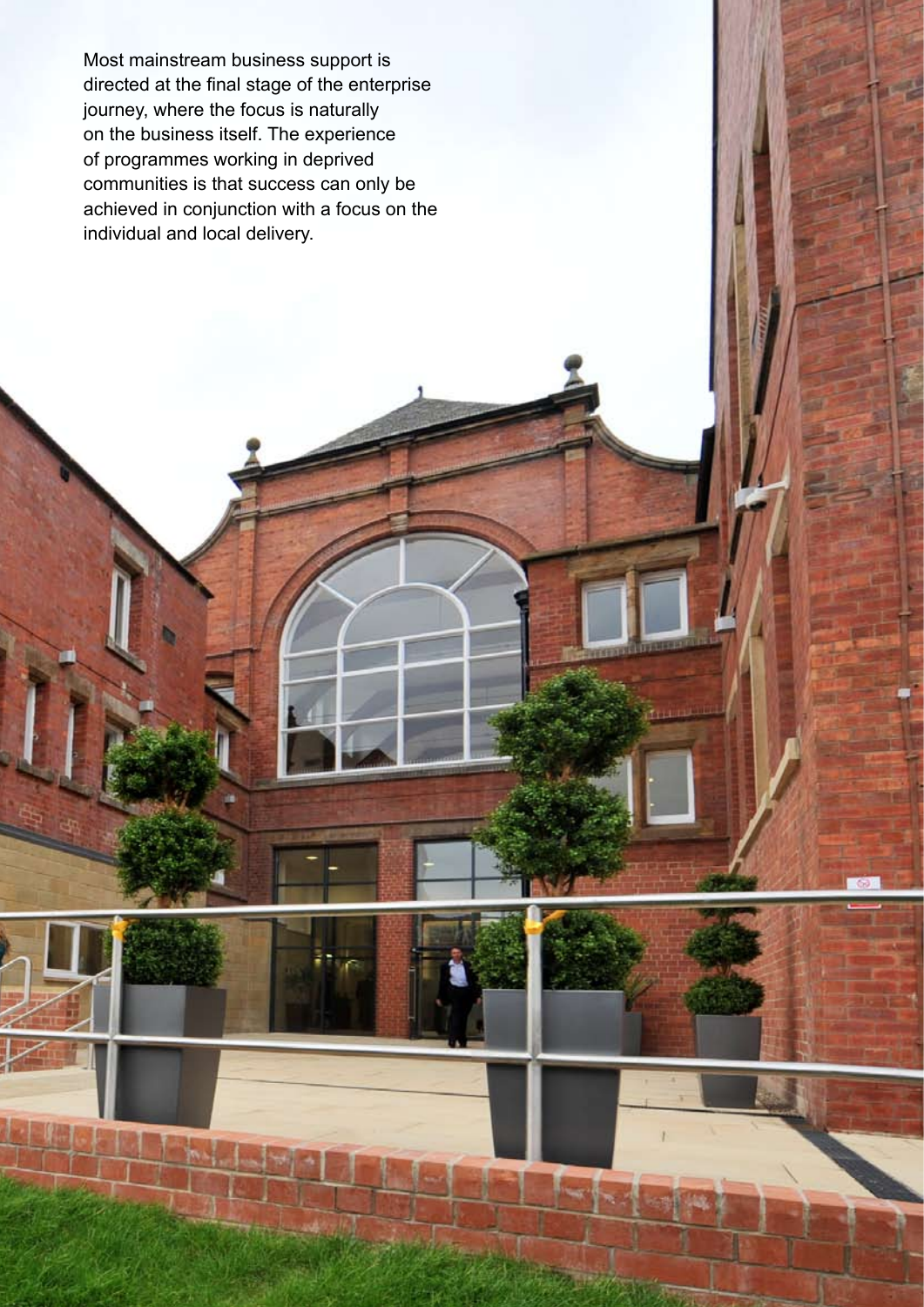Most mainstream business support is directed at the final stage of the enterprise journey, where the focus is naturally on the business itself. The experience of programmes working in deprived communities is that success can only be achieved in conjunction with a focus on the individual and local delivery.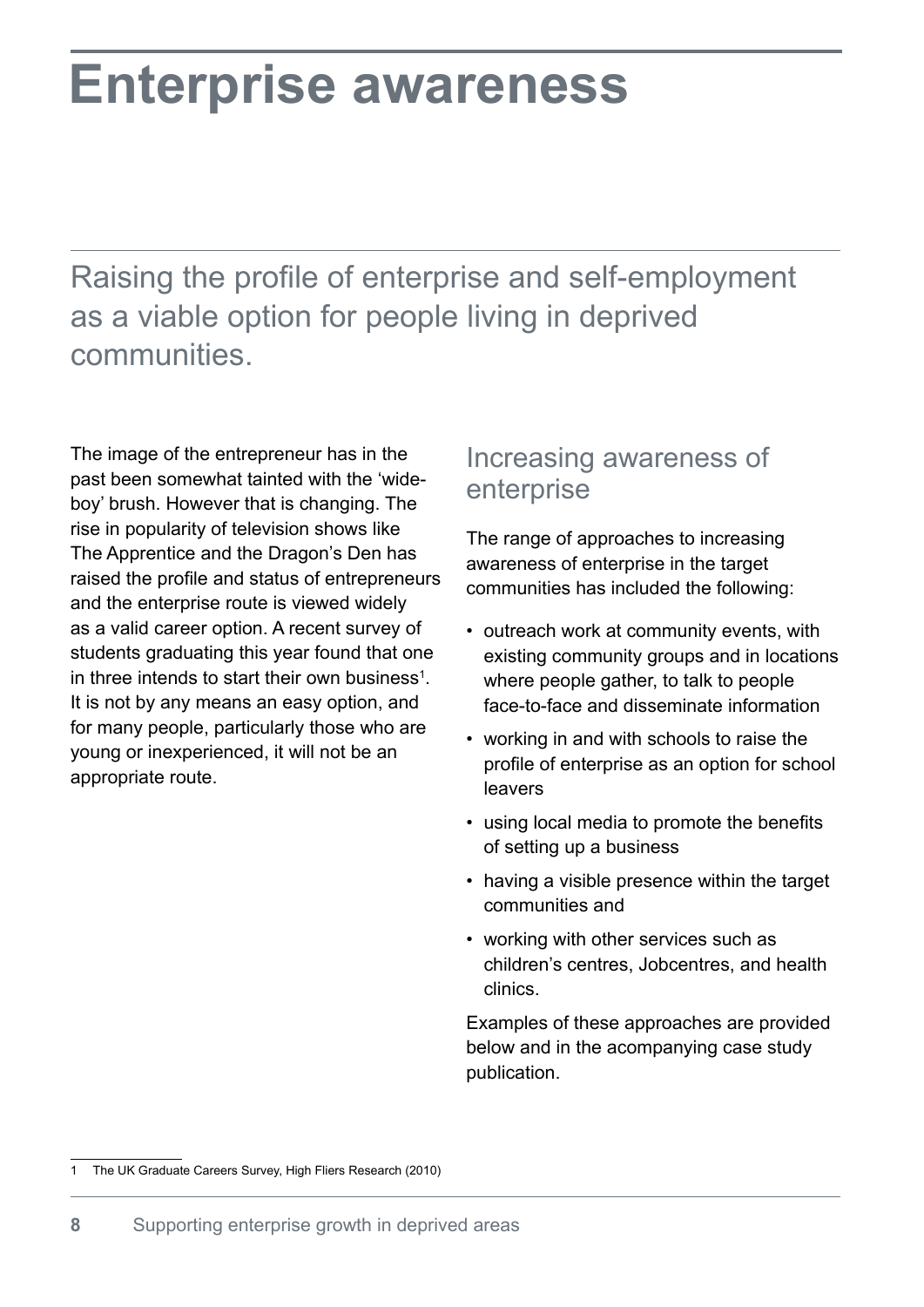# Enterprise awareness

## Raising the profile of enterprise and self-employment as a viable option for people living in deprived communities.

The image of the entrepreneur has in the past been somewhat tainted with the 'wide-boy' brush. However that is changing. The rise in popularity of television shows like The Apprentice and the Dragon's Den has raised the profile and status of entrepreneurs and the enterprise route is viewed widely as a valid career option. A recent survey of students graduating this year found that one in three intends to start their own business[1]. It is not by any means an easy option, and for many people, particularly those who are young or inexperienced, it will not be an appropriate route.

### Increasing awareness of enterprise

The range of approaches to increasing awareness of enterprise in the target communities has included the following:

- outreach work at community events, with existing community groups and in locations where people gather, to talk to people face-to-face and disseminate information
- working in and with schools to raise the profile of enterprise as an option for school leavers
- using local media to promote the benefits of setting up a business
- having a visible presence within the target communities and
- working with other services such as children's centres, Jobcentres, and health clinics.

Examples of these approaches are provided below and in the acompanying case study publication.

1 The UK Graduate Careers Survey, High Fliers Research (2010)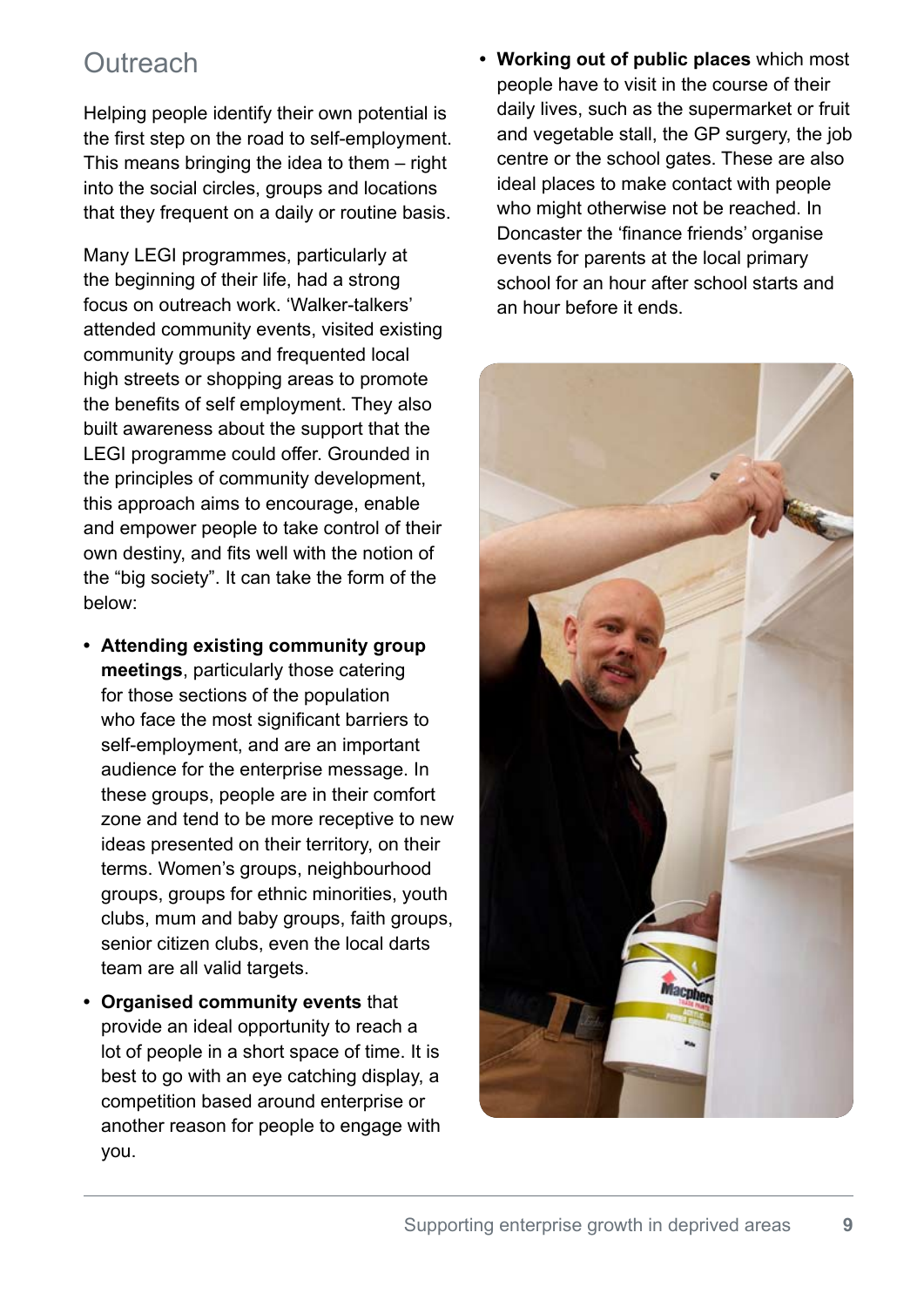## Outreach

Helping people identify their own potential is the first step on the road to self-employment. This means bringing the idea to them – right into the social circles, groups and locations that they frequent on a daily or routine basis.

Many LEGI programmes, particularly at the beginning of their life, had a strong focus on outreach work. 'Walker-talkers' attended community events, visited existing community groups and frequented local high streets or shopping areas to promote the benefits of self employment. They also built awareness about the support that the LEGI programme could offer. Grounded in the principles of community development, this approach aims to encourage, enable and empower people to take control of their own destiny, and fits well with the notion of the "big society". It can take the form of the below:

- **Attending existing community group meetings**, particularly those catering for those sections of the population who face the most significant barriers to self-employment, and are an important audience for the enterprise message. In these groups, people are in their comfort zone and tend to be more receptive to new ideas presented on their territory, on their terms. Women's groups, neighbourhood groups, groups for ethnic minorities, youth clubs, mum and baby groups, faith groups, senior citizen clubs, even the local darts team are all valid targets.
- **Organised community events** that provide an ideal opportunity to reach a lot of people in a short space of time. It is best to go with an eye catching display, a competition based around enterprise or another reason for people to engage with you.
- **Working out of public places** which most people have to visit in the course of their daily lives, such as the supermarket or fruit and vegetable stall, the GP surgery, the job centre or the school gates. These are also ideal places to make contact with people who might otherwise not be reached. In Doncaster the 'finance friends' organise events for parents at the local primary school for an hour after school starts and an hour before it ends.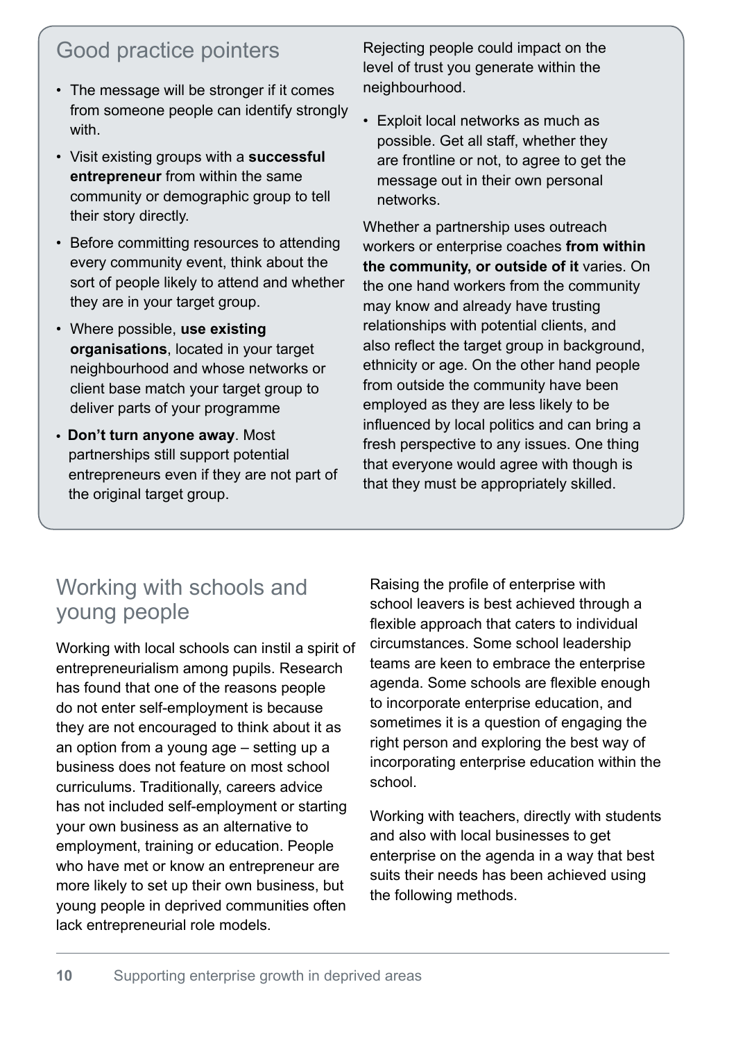## Good practice pointers

- The message will be stronger if it comes from someone people can identify strongly with.
- Visit existing groups with a **successful entrepreneur** from within the same community or demographic group to tell their story directly.
- Before committing resources to attending every community event, think about the sort of people likely to attend and whether they are in your target group.
- Where possible, **use existing organisations**, located in your target neighbourhood and whose networks or client base match your target group to deliver parts of your programme
- **Don't turn anyone away**. Most partnerships still support potential entrepreneurs even if they are not part of the original target group. Rejecting people could impact on the level of trust you generate within the neighbourhood.
- Exploit local networks as much as possible. Get all staff, whether they are frontline or not, to agree to get the message out in their own personal networks.

Whether a partnership uses outreach workers or enterprise coaches **from within the community, or outside of it** varies. On the one hand workers from the community may know and already have trusting relationships with potential clients, and also reflect the target group in background, ethnicity or age. On the other hand people from outside the community have been employed as they are less likely to be influenced by local politics and can bring a fresh perspective to any issues. One thing that everyone would agree with though is that they must be appropriately skilled.

## Working with schools and young people

Working with local schools can instil a spirit of entrepreneurialism among pupils. Research has found that one of the reasons people do not enter self-employment is because they are not encouraged to think about it as an option from a young age – setting up a business does not feature on most school curriculums. Traditionally, careers advice has not included self-employment or starting your own business as an alternative to employment, training or education. People who have met or know an entrepreneur are more likely to set up their own business, but young people in deprived communities often lack entrepreneurial role models.

Raising the profile of enterprise with school leavers is best achieved through a flexible approach that caters to individual circumstances. Some school leadership teams are keen to embrace the enterprise agenda. Some schools are flexible enough to incorporate enterprise education, and sometimes it is a question of engaging the right person and exploring the best way of incorporating enterprise education within the school.

Working with teachers, directly with students and also with local businesses to get enterprise on the agenda in a way that best suits their needs has been achieved using the following methods.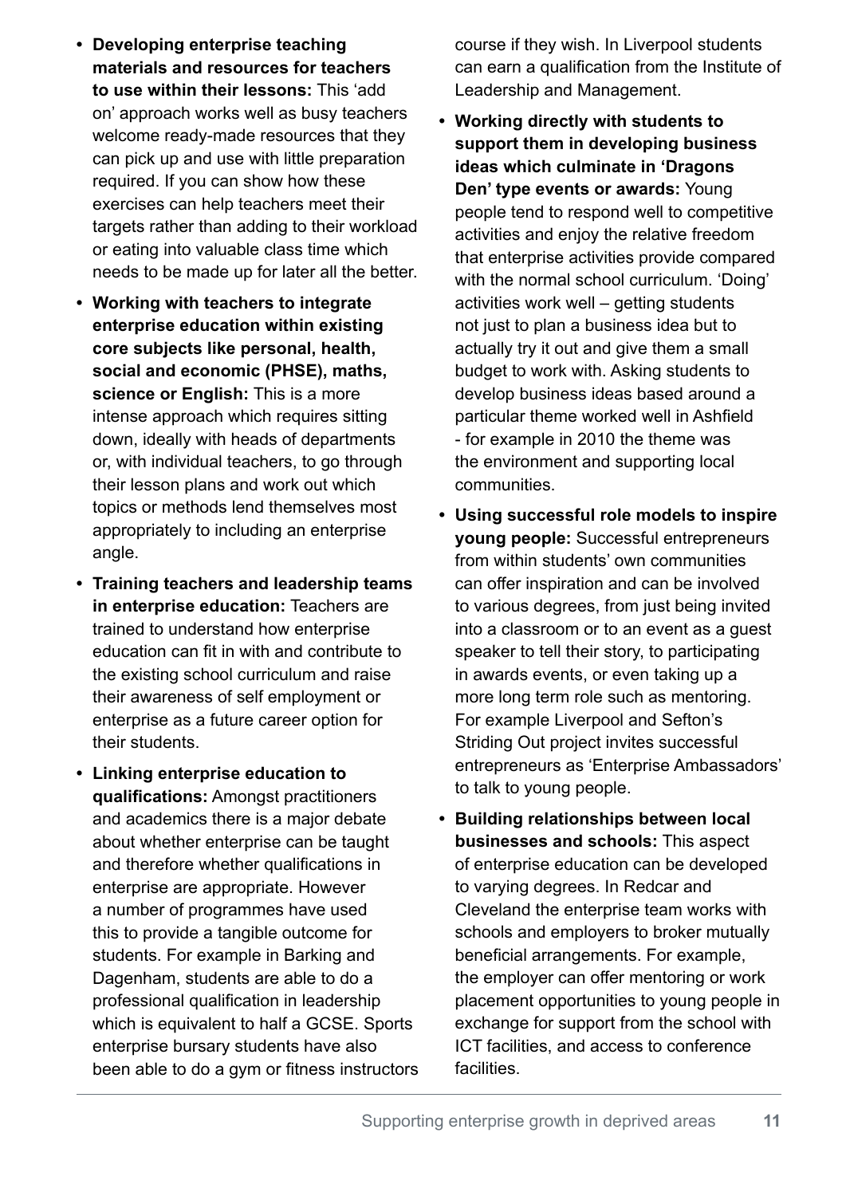- **Developing enterprise teaching materials and resources for teachers to use within their lessons:** This 'add on' approach works well as busy teachers welcome ready-made resources that they can pick up and use with little preparation required. If you can show how these exercises can help teachers meet their targets rather than adding to their workload or eating into valuable class time which needs to be made up for later all the better.
- **Working with teachers to integrate enterprise education within existing core subjects like personal, health, social and economic (PHSE), maths, science or English:** This is a more intense approach which requires sitting down, ideally with heads of departments or, with individual teachers, to go through their lesson plans and work out which topics or methods lend themselves most appropriately to including an enterprise angle.
- **Training teachers and leadership teams in enterprise education:** Teachers are trained to understand how enterprise education can fit in with and contribute to the existing school curriculum and raise their awareness of self employment or enterprise as a future career option for their students.
- **Linking enterprise education to qualifications:** Amongst practitioners and academics there is a major debate about whether enterprise can be taught and therefore whether qualifications in enterprise are appropriate. However a number of programmes have used this to provide a tangible outcome for students. For example in Barking and Dagenham, students are able to do a professional qualification in leadership which is equivalent to half a GCSE. Sports enterprise bursary students have also been able to do a gym or fitness instructors course if they wish. In Liverpool students can earn a qualification from the Institute of Leadership and Management.
- **Working directly with students to support them in developing business ideas which culminate in 'Dragons Den' type events or awards:** Young people tend to respond well to competitive activities and enjoy the relative freedom that enterprise activities provide compared with the normal school curriculum. 'Doing' activities work well – getting students not just to plan a business idea but to actually try it out and give them a small budget to work with. Asking students to develop business ideas based around a particular theme worked well in Ashfield - for example in 2010 the theme was the environment and supporting local communities.
- **Using successful role models to inspire young people:** Successful entrepreneurs from within students' own communities can offer inspiration and can be involved to various degrees, from just being invited into a classroom or to an event as a guest speaker to tell their story, to participating in awards events, or even taking up a more long term role such as mentoring. For example Liverpool and Sefton's Striding Out project invites successful entrepreneurs as 'Enterprise Ambassadors' to talk to young people.
- **Building relationships between local businesses and schools:** This aspect of enterprise education can be developed to varying degrees. In Redcar and Cleveland the enterprise team works with schools and employers to broker mutually beneficial arrangements. For example, the employer can offer mentoring or work placement opportunities to young people in exchange for support from the school with ICT facilities, and access to conference facilities.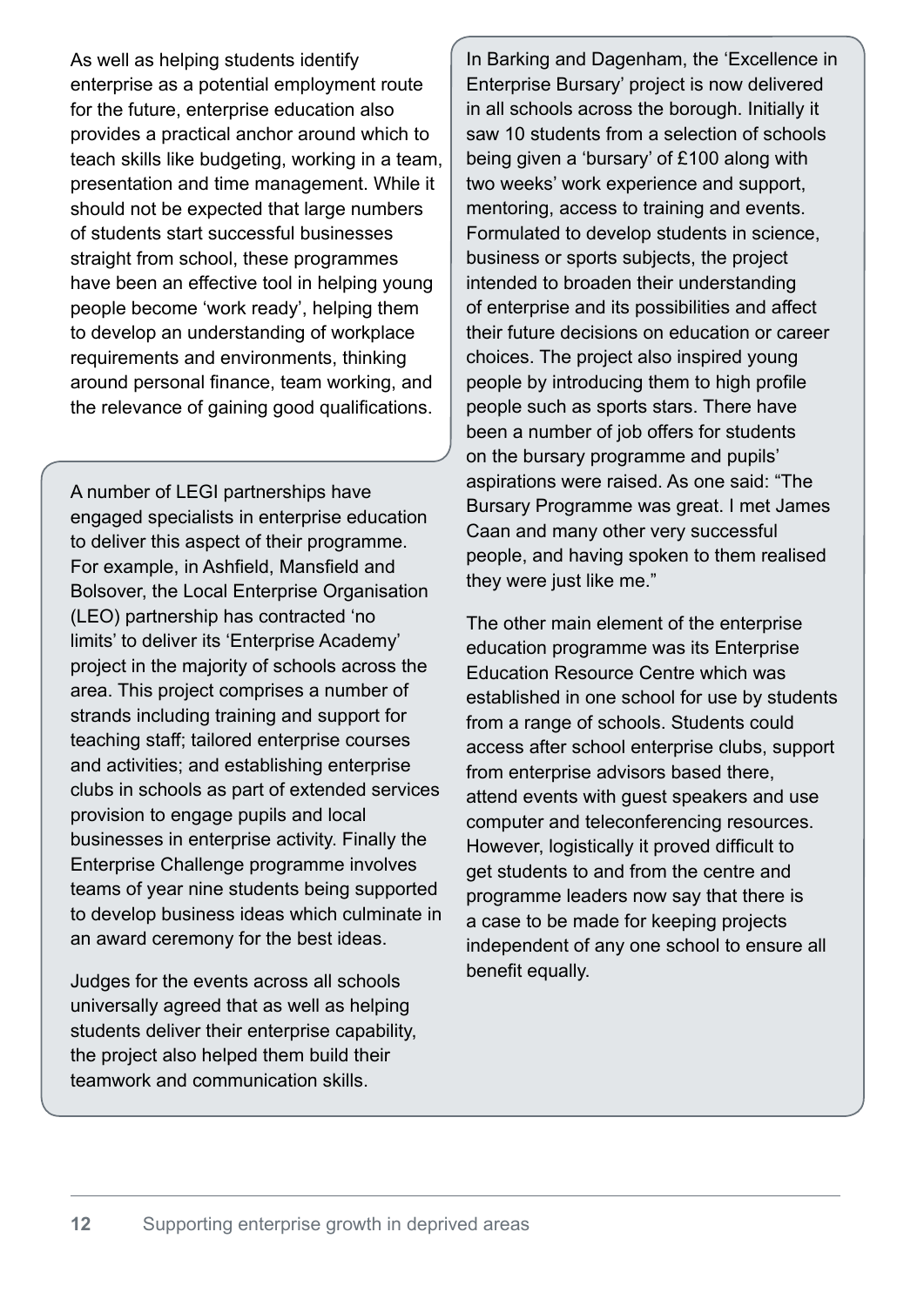As well as helping students identify enterprise as a potential employment route for the future, enterprise education also provides a practical anchor around which to teach skills like budgeting, working in a team, presentation and time management. While it should not be expected that large numbers of students start successful businesses straight from school, these programmes have been an effective tool in helping young people become 'work ready', helping them to develop an understanding of workplace requirements and environments, thinking around personal finance, team working, and the relevance of gaining good qualifications.

A number of LEGI partnerships have engaged specialists in enterprise education to deliver this aspect of their programme. For example, in Ashfield, Mansfield and Bolsover, the Local Enterprise Organisation (LEO) partnership has contracted 'no limits' to deliver its 'Enterprise Academy' project in the majority of schools across the area. This project comprises a number of strands including training and support for teaching staff; tailored enterprise courses and activities; and establishing enterprise clubs in schools as part of extended services provision to engage pupils and local businesses in enterprise activity. Finally the Enterprise Challenge programme involves teams of year nine students being supported to develop business ideas which culminate in an award ceremony for the best ideas.

Judges for the events across all schools universally agreed that as well as helping students deliver their enterprise capability, the project also helped them build their teamwork and communication skills.

In Barking and Dagenham, the 'Excellence in Enterprise Bursary' project is now delivered in all schools across the borough. Initially it saw 10 students from a selection of schools being given a 'bursary' of £100 along with two weeks' work experience and support, mentoring, access to training and events. Formulated to develop students in science, business or sports subjects, the project intended to broaden their understanding of enterprise and its possibilities and affect their future decisions on education or career choices. The project also inspired young people by introducing them to high profile people such as sports stars. There have been a number of job offers for students on the bursary programme and pupils' aspirations were raised. As one said: "The Bursary Programme was great. I met James Caan and many other very successful people, and having spoken to them realised they were just like me."

The other main element of the enterprise education programme was its Enterprise Education Resource Centre which was established in one school for use by students from a range of schools. Students could access after school enterprise clubs, support from enterprise advisors based there, attend events with guest speakers and use computer and teleconferencing resources. However, logistically it proved difficult to get students to and from the centre and programme leaders now say that there is a case to be made for keeping projects independent of any one school to ensure all benefit equally.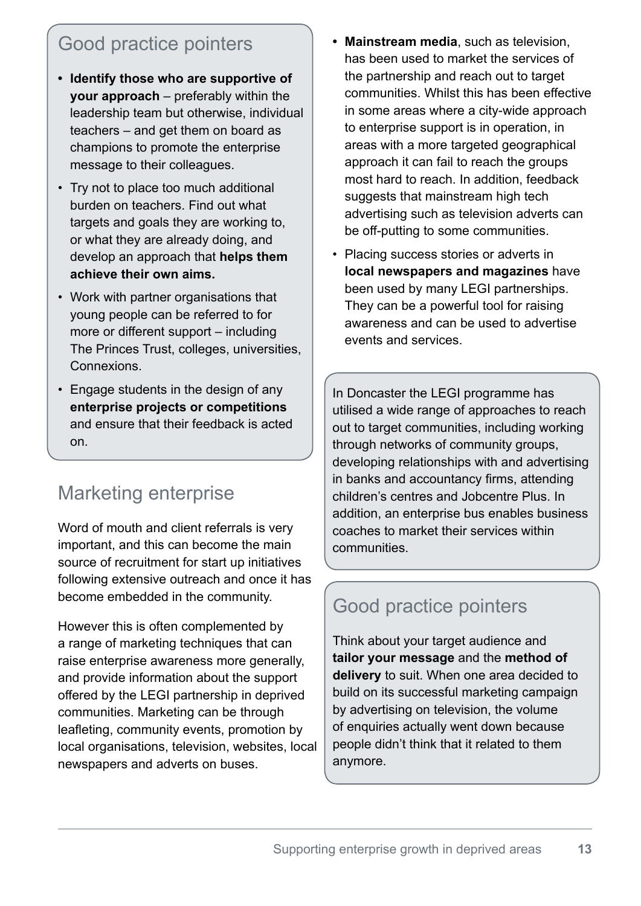## Good practice pointers

- **Identify those who are supportive of your approach** – preferably within the leadership team but otherwise, individual teachers – and get them on board as champions to promote the enterprise message to their colleagues.
- Try not to place too much additional burden on teachers. Find out what targets and goals they are working to, or what they are already doing, and develop an approach that **helps them achieve their own aims.**
- Work with partner organisations that young people can be referred to for more or different support – including The Princes Trust, colleges, universities, Connexions.
- Engage students in the design of any **enterprise projects or competitions** and ensure that their feedback is acted on.

## Marketing enterprise

Word of mouth and client referrals is very important, and this can become the main source of recruitment for start up initiatives following extensive outreach and once it has become embedded in the community.

However this is often complemented by a range of marketing techniques that can raise enterprise awareness more generally, and provide information about the support offered by the LEGI partnership in deprived communities. Marketing can be through leafleting, community events, promotion by local organisations, television, websites, local newspapers and adverts on buses.

- **Mainstream media**, such as television, has been used to market the services of the partnership and reach out to target communities. Whilst this has been effective in some areas where a city-wide approach to enterprise support is in operation, in areas with a more targeted geographical approach it can fail to reach the groups most hard to reach. In addition, feedback suggests that mainstream high tech advertising such as television adverts can be off-putting to some communities.
- Placing success stories or adverts in **local newspapers and magazines** have been used by many LEGI partnerships. They can be a powerful tool for raising awareness and can be used to advertise events and services.

In Doncaster the LEGI programme has utilised a wide range of approaches to reach out to target communities, including working through networks of community groups, developing relationships with and advertising in banks and accountancy firms, attending children's centres and Jobcentre Plus. In addition, an enterprise bus enables business coaches to market their services within communities.

## Good practice pointers

Think about your target audience and **tailor your message** and the **method of delivery** to suit. When one area decided to build on its successful marketing campaign by advertising on television, the volume of enquiries actually went down because people didn't think that it related to them anymore.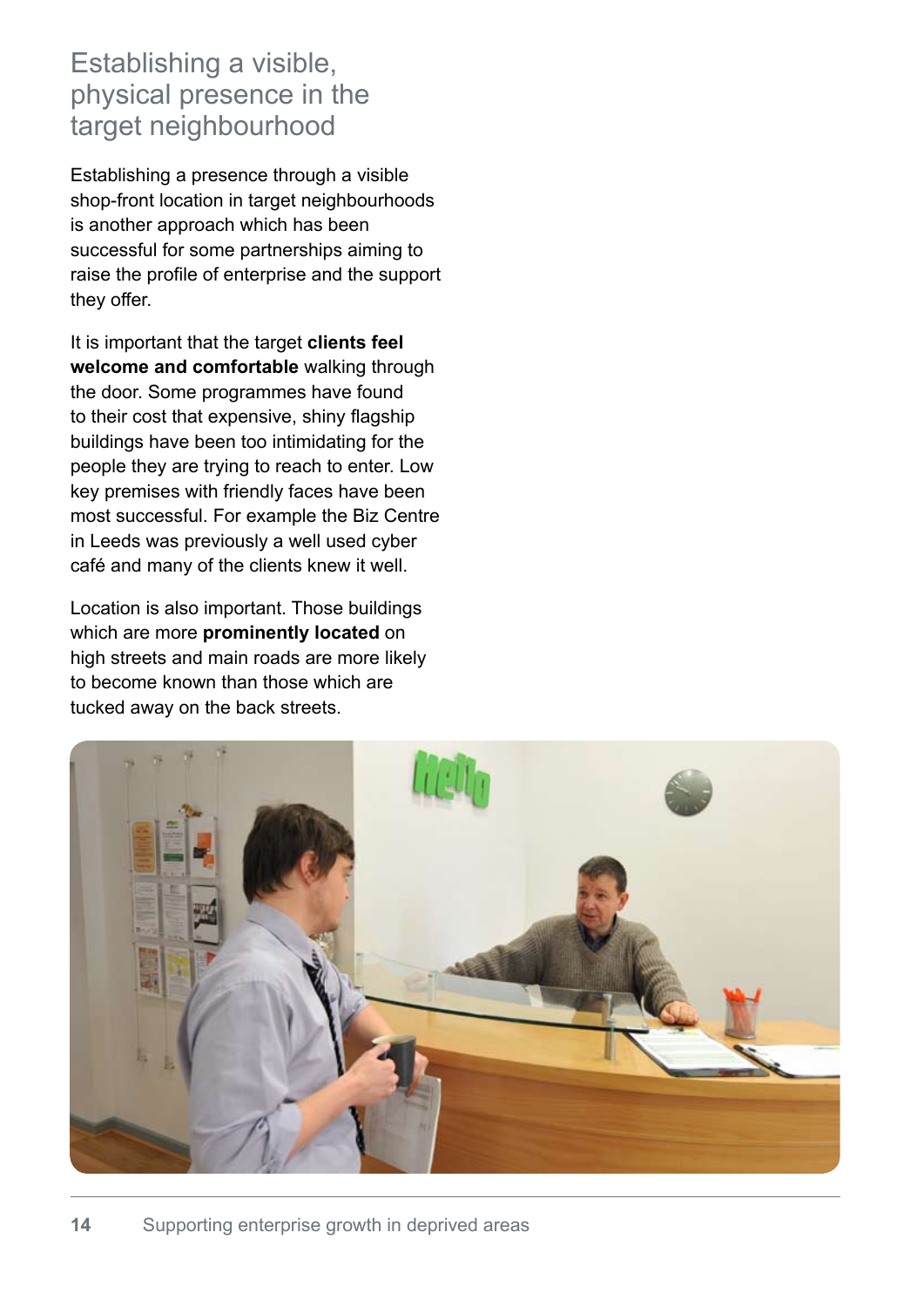## Establishing a visible, physical presence in the target neighbourhood

Establishing a presence through a visible shop-front location in target neighbourhoods is another approach which has been successful for some partnerships aiming to raise the profile of enterprise and the support they offer.

It is important that the target **clients feel welcome and comfortable** walking through the door. Some programmes have found to their cost that expensive, shiny flagship buildings have been too intimidating for the people they are trying to reach to enter. Low key premises with friendly faces have been most successful. For example the Biz Centre in Leeds was previously a well used cyber café and many of the clients knew it well.

Location is also important. Those buildings which are more **prominently located** on high streets and main roads are more likely to become known than those which are tucked away on the back streets.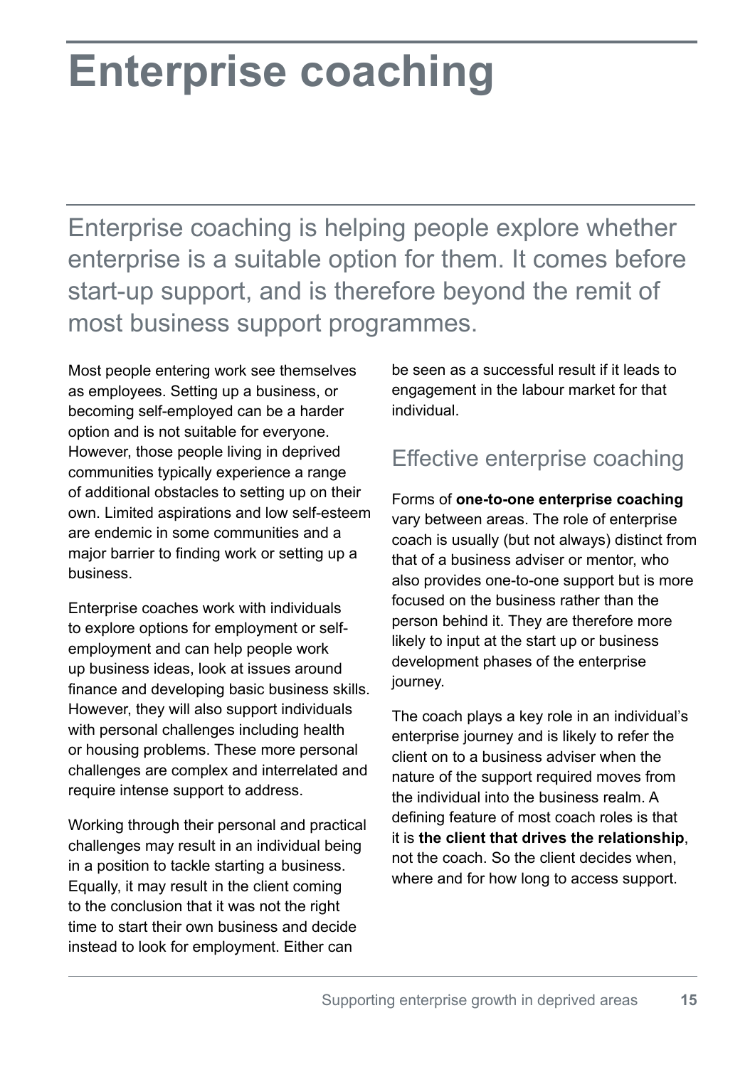# Enterprise coaching

Enterprise coaching is helping people explore whether enterprise is a suitable option for them. It comes before start-up support, and is therefore beyond the remit of most business support programmes.

Most people entering work see themselves as employees. Setting up a business, or becoming self-employed can be a harder option and is not suitable for everyone. However, those people living in deprived communities typically experience a range of additional obstacles to setting up on their own. Limited aspirations and low self-esteem are endemic in some communities and a major barrier to finding work or setting up a business.

Enterprise coaches work with individuals to explore options for employment or self-employment and can help people work up business ideas, look at issues around finance and developing basic business skills. However, they will also support individuals with personal challenges including health or housing problems. These more personal challenges are complex and interrelated and require intense support to address.

Working through their personal and practical challenges may result in an individual being in a position to tackle starting a business. Equally, it may result in the client coming to the conclusion that it was not the right time to start their own business and decide instead to look for employment. Either can be seen as a successful result if it leads to engagement in the labour market for that individual.

## Effective enterprise coaching

Forms of **one-to-one enterprise coaching** vary between areas. The role of enterprise coach is usually (but not always) distinct from that of a business adviser or mentor, who also provides one-to-one support but is more focused on the business rather than the person behind it. They are therefore more likely to input at the start up or business development phases of the enterprise journey.

The coach plays a key role in an individual's enterprise journey and is likely to refer the client on to a business adviser when the nature of the support required moves from the individual into the business realm. A defining feature of most coach roles is that it is **the client that drives the relationship**, not the coach. So the client decides when, where and for how long to access support.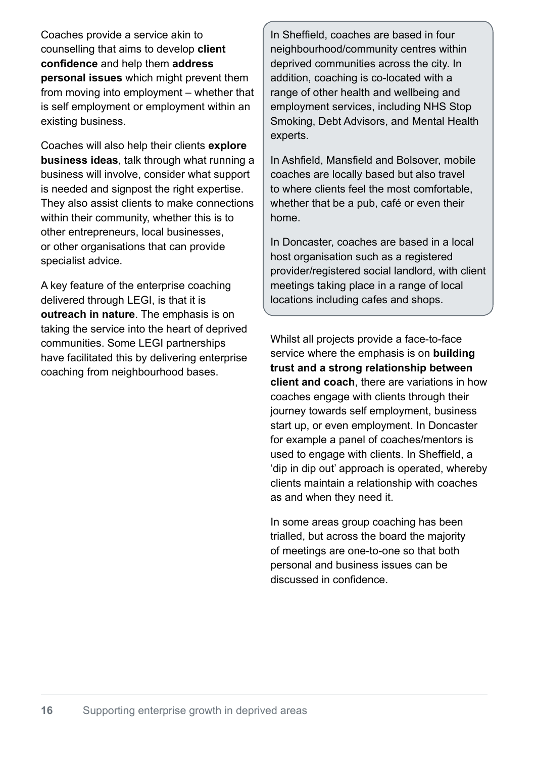Coaches provide a service akin to counselling that aims to develop **client confidence** and help them **address personal issues** which might prevent them from moving into employment – whether that is self employment or employment within an existing business.

Coaches will also help their clients **explore business ideas**, talk through what running a business will involve, consider what support is needed and signpost the right expertise. They also assist clients to make connections within their community, whether this is to other entrepreneurs, local businesses, or other organisations that can provide specialist advice.

A key feature of the enterprise coaching delivered through LEGI, is that it is **outreach in nature**. The emphasis is on taking the service into the heart of deprived communities. Some LEGI partnerships have facilitated this by delivering enterprise coaching from neighbourhood bases.

> In Sheffield, coaches are based in four neighbourhood/community centres within deprived communities across the city. In addition, coaching is co-located with a range of other health and wellbeing and employment services, including NHS Stop Smoking, Debt Advisors, and Mental Health experts.
>
> In Ashfield, Mansfield and Bolsover, mobile coaches are locally based but also travel to where clients feel the most comfortable, whether that be a pub, café or even their home.
>
> In Doncaster, coaches are based in a local host organisation such as a registered provider/registered social landlord, with client meetings taking place in a range of local locations including cafes and shops.

Whilst all projects provide a face-to-face service where the emphasis is on **building trust and a strong relationship between client and coach**, there are variations in how coaches engage with clients through their journey towards self employment, business start up, or even employment. In Doncaster for example a panel of coaches/mentors is used to engage with clients. In Sheffield, a 'dip in dip out' approach is operated, whereby clients maintain a relationship with coaches as and when they need it.

In some areas group coaching has been trialled, but across the board the majority of meetings are one-to-one so that both personal and business issues can be discussed in confidence.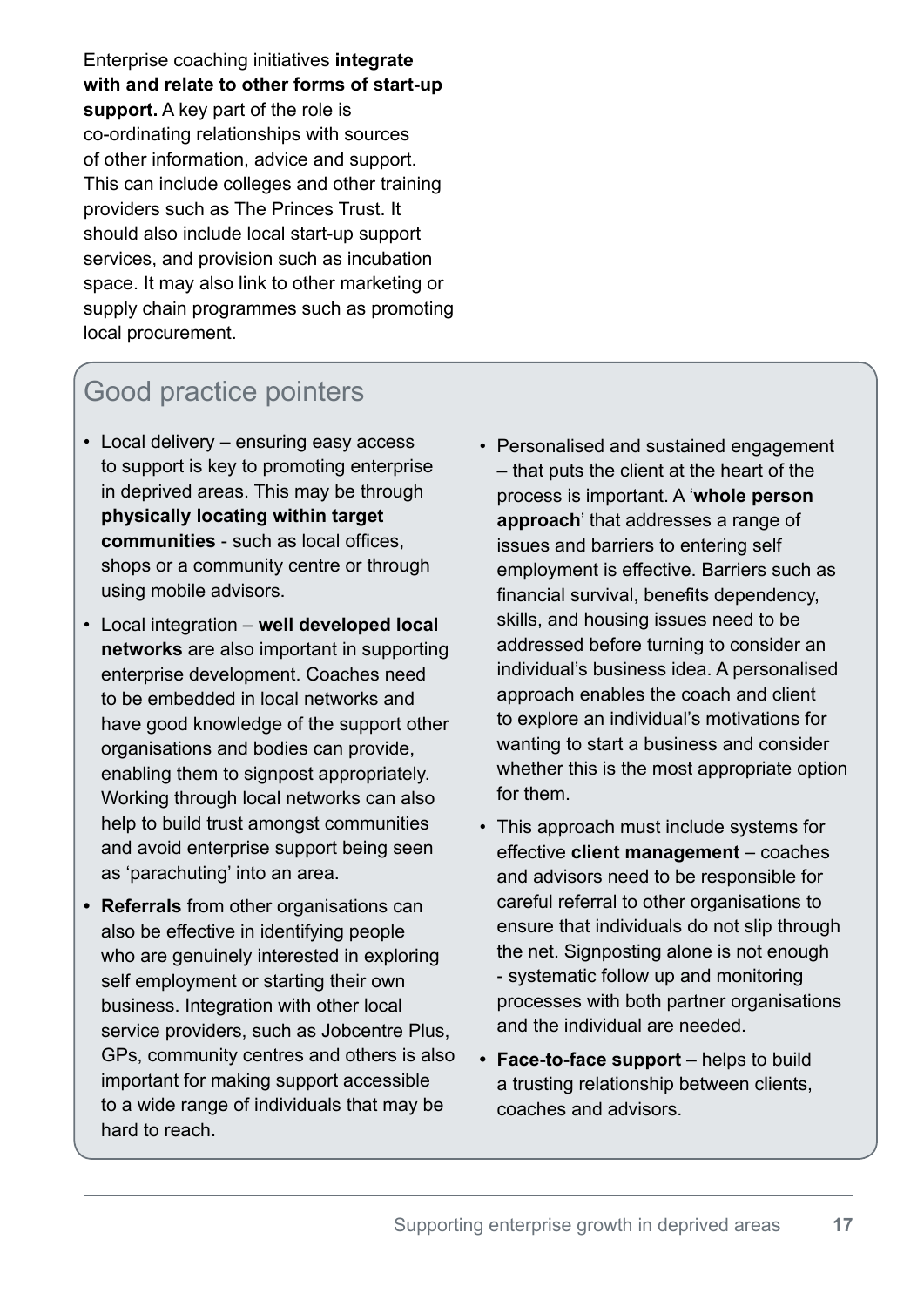Enterprise coaching initiatives **integrate with and relate to other forms of start-up support.** A key part of the role is co-ordinating relationships with sources of other information, advice and support. This can include colleges and other training providers such as The Princes Trust. It should also include local start-up support services, and provision such as incubation space. It may also link to other marketing or supply chain programmes such as promoting local procurement.

## Good practice pointers

- Local delivery – ensuring easy access to support is key to promoting enterprise in deprived areas. This may be through **physically locating within target communities** - such as local offices, shops or a community centre or through using mobile advisors.
- Local integration – **well developed local networks** are also important in supporting enterprise development. Coaches need to be embedded in local networks and have good knowledge of the support other organisations and bodies can provide, enabling them to signpost appropriately. Working through local networks can also help to build trust amongst communities and avoid enterprise support being seen as 'parachuting' into an area.
- **Referrals** from other organisations can also be effective in identifying people who are genuinely interested in exploring self employment or starting their own business. Integration with other local service providers, such as Jobcentre Plus, GPs, community centres and others is also important for making support accessible to a wide range of individuals that may be hard to reach.
- Personalised and sustained engagement – that puts the client at the heart of the process is important. A '**whole person approach**' that addresses a range of issues and barriers to entering self employment is effective. Barriers such as financial survival, benefits dependency, skills, and housing issues need to be addressed before turning to consider an individual's business idea. A personalised approach enables the coach and client to explore an individual's motivations for wanting to start a business and consider whether this is the most appropriate option for them.
- This approach must include systems for effective **client management** – coaches and advisors need to be responsible for careful referral to other organisations to ensure that individuals do not slip through the net. Signposting alone is not enough - systematic follow up and monitoring processes with both partner organisations and the individual are needed.
- **Face-to-face support** – helps to build a trusting relationship between clients, coaches and advisors.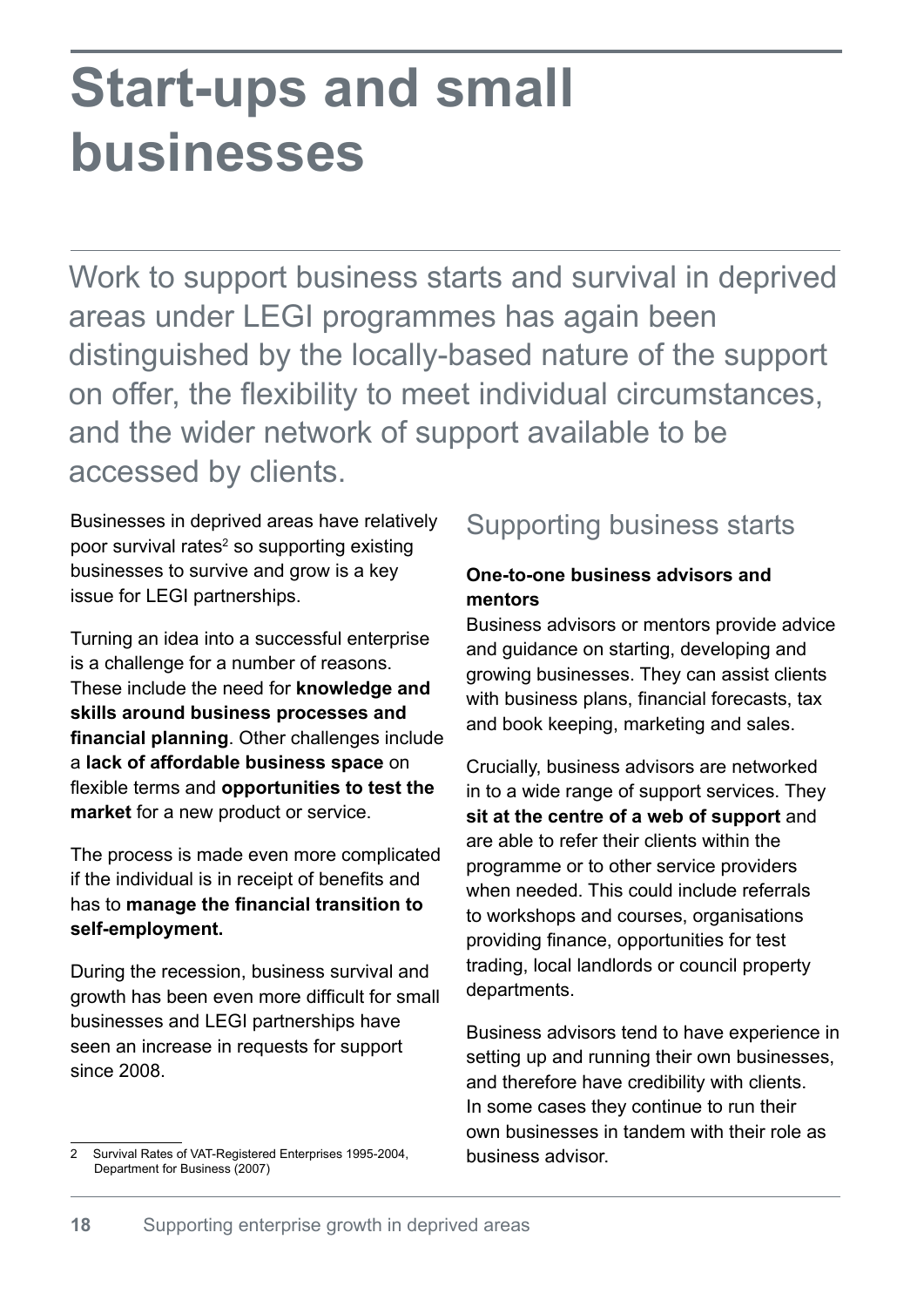# Start-ups and small businesses

Work to support business starts and survival in deprived areas under LEGI programmes has again been distinguished by the locally-based nature of the support on offer, the flexibility to meet individual circumstances, and the wider network of support available to be accessed by clients.

Businesses in deprived areas have relatively poor survival rates[2] so supporting existing businesses to survive and grow is a key issue for LEGI partnerships.

Turning an idea into a successful enterprise is a challenge for a number of reasons. These include the need for **knowledge and skills around business processes and financial planning**. Other challenges include a **lack of affordable business space** on flexible terms and **opportunities to test the market** for a new product or service.

The process is made even more complicated if the individual is in receipt of benefits and has to **manage the financial transition to self-employment.**

During the recession, business survival and growth has been even more difficult for small businesses and LEGI partnerships have seen an increase in requests for support since 2008.

[2] Survival Rates of VAT-Registered Enterprises 1995-2004, Department for Business (2007)

## Supporting business starts

**One-to-one business advisors and mentors**

Business advisors or mentors provide advice and guidance on starting, developing and growing businesses. They can assist clients with business plans, financial forecasts, tax and book keeping, marketing and sales.

Crucially, business advisors are networked in to a wide range of support services. They **sit at the centre of a web of support** and are able to refer their clients within the programme or to other service providers when needed. This could include referrals to workshops and courses, organisations providing finance, opportunities for test trading, local landlords or council property departments.

Business advisors tend to have experience in setting up and running their own businesses, and therefore have credibility with clients. In some cases they continue to run their own businesses in tandem with their role as business advisor.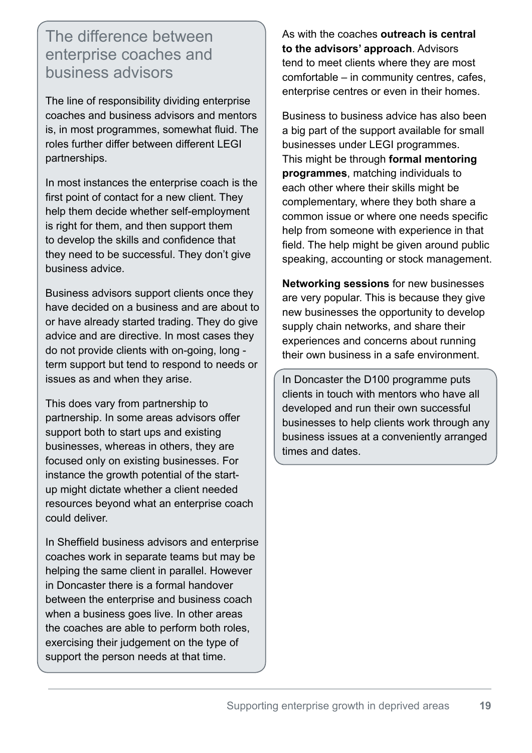## The difference between enterprise coaches and business advisors

The line of responsibility dividing enterprise coaches and business advisors and mentors is, in most programmes, somewhat fluid. The roles further differ between different LEGI partnerships.

In most instances the enterprise coach is the first point of contact for a new client. They help them decide whether self-employment is right for them, and then support them to develop the skills and confidence that they need to be successful. They don't give business advice.

Business advisors support clients once they have decided on a business and are about to or have already started trading. They do give advice and are directive. In most cases they do not provide clients with on-going, long - term support but tend to respond to needs or issues as and when they arise.

This does vary from partnership to partnership. In some areas advisors offer support both to start ups and existing businesses, whereas in others, they are focused only on existing businesses. For instance the growth potential of the start-up might dictate whether a client needed resources beyond what an enterprise coach could deliver.

In Sheffield business advisors and enterprise coaches work in separate teams but may be helping the same client in parallel. However in Doncaster there is a formal handover between the enterprise and business coach when a business goes live. In other areas the coaches are able to perform both roles, exercising their judgement on the type of support the person needs at that time.

As with the coaches **outreach is central to the advisors' approach**. Advisors tend to meet clients where they are most comfortable – in community centres, cafes, enterprise centres or even in their homes.

Business to business advice has also been a big part of the support available for small businesses under LEGI programmes. This might be through **formal mentoring programmes**, matching individuals to each other where their skills might be complementary, where they both share a common issue or where one needs specific help from someone with experience in that field. The help might be given around public speaking, accounting or stock management.

**Networking sessions** for new businesses are very popular. This is because they give new businesses the opportunity to develop supply chain networks, and share their experiences and concerns about running their own business in a safe environment.

In Doncaster the D100 programme puts clients in touch with mentors who have all developed and run their own successful businesses to help clients work through any business issues at a conveniently arranged times and dates.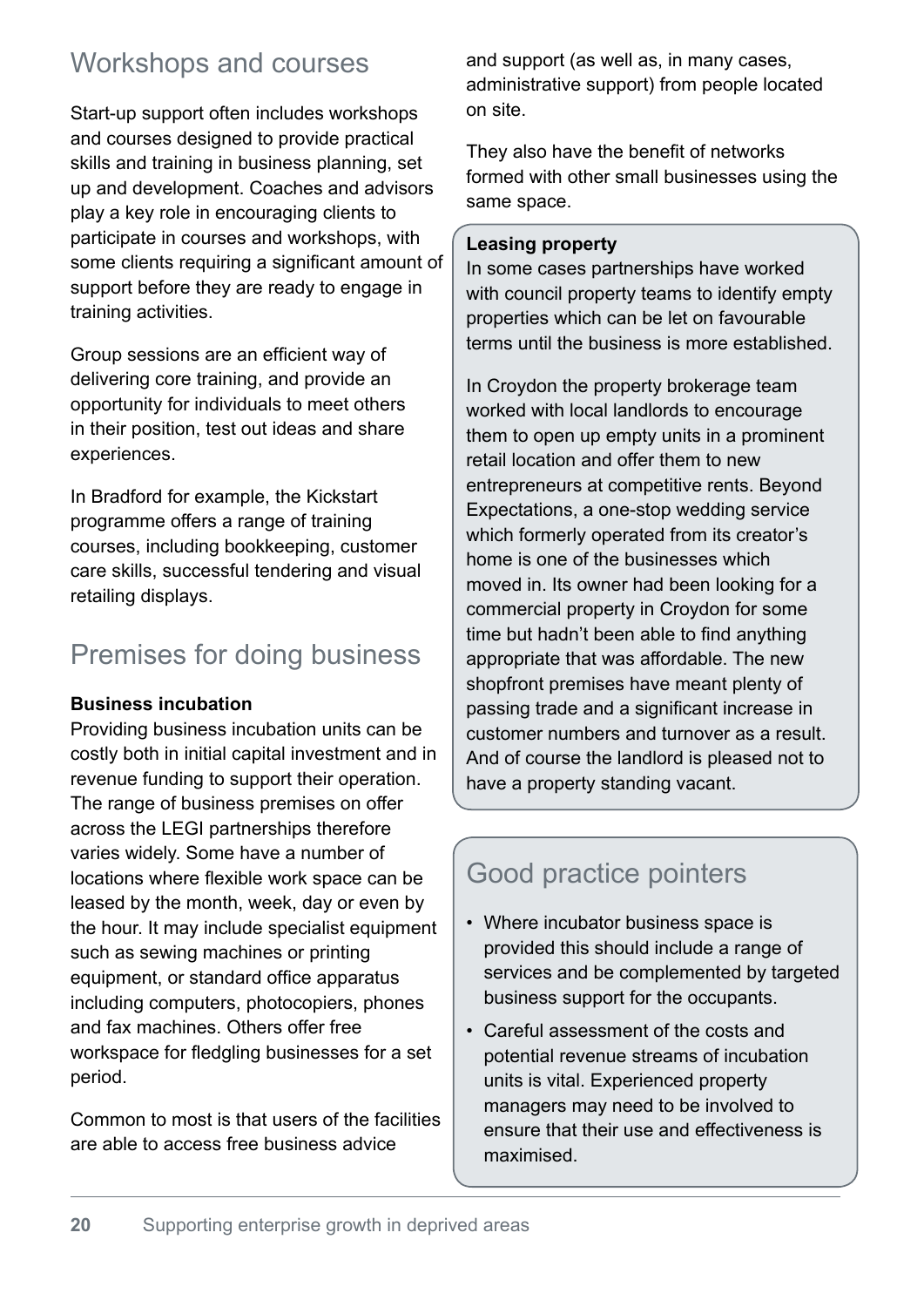## Workshops and courses

Start-up support often includes workshops and courses designed to provide practical skills and training in business planning, set up and development. Coaches and advisors play a key role in encouraging clients to participate in courses and workshops, with some clients requiring a significant amount of support before they are ready to engage in training activities.

Group sessions are an efficient way of delivering core training, and provide an opportunity for individuals to meet others in their position, test out ideas and share experiences.

In Bradford for example, the Kickstart programme offers a range of training courses, including bookkeeping, customer care skills, successful tendering and visual retailing displays.

## Premises for doing business

**Business incubation**
Providing business incubation units can be costly both in initial capital investment and in revenue funding to support their operation. The range of business premises on offer across the LEGI partnerships therefore varies widely. Some have a number of locations where flexible work space can be leased by the month, week, day or even by the hour. It may include specialist equipment such as sewing machines or printing equipment, or standard office apparatus including computers, photocopiers, phones and fax machines. Others offer free workspace for fledgling businesses for a set period.

Common to most is that users of the facilities are able to access free business advice and support (as well as, in many cases, administrative support) from people located on site.

They also have the benefit of networks formed with other small businesses using the same space.

**Leasing property**
In some cases partnerships have worked with council property teams to identify empty properties which can be let on favourable terms until the business is more established.

In Croydon the property brokerage team worked with local landlords to encourage them to open up empty units in a prominent retail location and offer them to new entrepreneurs at competitive rents. Beyond Expectations, a one-stop wedding service which formerly operated from its creator's home is one of the businesses which moved in. Its owner had been looking for a commercial property in Croydon for some time but hadn't been able to find anything appropriate that was affordable. The new shopfront premises have meant plenty of passing trade and a significant increase in customer numbers and turnover as a result. And of course the landlord is pleased not to have a property standing vacant.

## Good practice pointers

- Where incubator business space is provided this should include a range of services and be complemented by targeted business support for the occupants.
- Careful assessment of the costs and potential revenue streams of incubation units is vital. Experienced property managers may need to be involved to ensure that their use and effectiveness is maximised.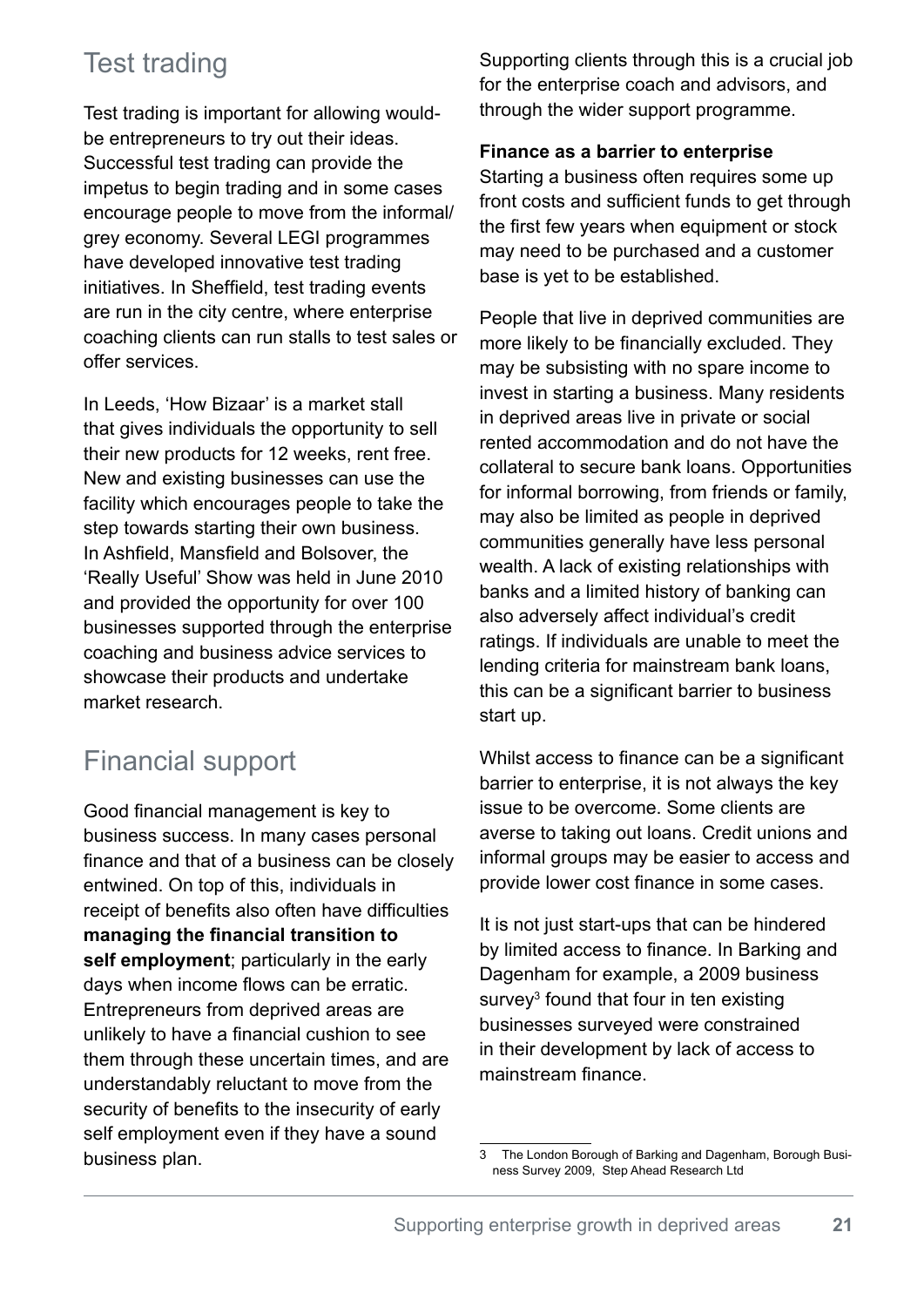## Test trading

Test trading is important for allowing would-be entrepreneurs to try out their ideas. Successful test trading can provide the impetus to begin trading and in some cases encourage people to move from the informal/grey economy. Several LEGI programmes have developed innovative test trading initiatives. In Sheffield, test trading events are run in the city centre, where enterprise coaching clients can run stalls to test sales or offer services.

In Leeds, 'How Bizaar' is a market stall that gives individuals the opportunity to sell their new products for 12 weeks, rent free. New and existing businesses can use the facility which encourages people to take the step towards starting their own business. In Ashfield, Mansfield and Bolsover, the 'Really Useful' Show was held in June 2010 and provided the opportunity for over 100 businesses supported through the enterprise coaching and business advice services to showcase their products and undertake market research.

## Financial support

Good financial management is key to business success. In many cases personal finance and that of a business can be closely entwined. On top of this, individuals in receipt of benefits also often have difficulties **managing the financial transition to self employment**; particularly in the early days when income flows can be erratic. Entrepreneurs from deprived areas are unlikely to have a financial cushion to see them through these uncertain times, and are understandably reluctant to move from the security of benefits to the insecurity of early self employment even if they have a sound business plan.

Supporting clients through this is a crucial job for the enterprise coach and advisors, and through the wider support programme.

**Finance as a barrier to enterprise**

Starting a business often requires some up front costs and sufficient funds to get through the first few years when equipment or stock may need to be purchased and a customer base is yet to be established.

People that live in deprived communities are more likely to be financially excluded. They may be subsisting with no spare income to invest in starting a business. Many residents in deprived areas live in private or social rented accommodation and do not have the collateral to secure bank loans. Opportunities for informal borrowing, from friends or family, may also be limited as people in deprived communities generally have less personal wealth. A lack of existing relationships with banks and a limited history of banking can also adversely affect individual's credit ratings. If individuals are unable to meet the lending criteria for mainstream bank loans, this can be a significant barrier to business start up.

Whilst access to finance can be a significant barrier to enterprise, it is not always the key issue to be overcome. Some clients are averse to taking out loans. Credit unions and informal groups may be easier to access and provide lower cost finance in some cases.

It is not just start-ups that can be hindered by limited access to finance. In Barking and Dagenham for example, a 2009 business survey[3] found that four in ten existing businesses surveyed were constrained in their development by lack of access to mainstream finance.

---

3 The London Borough of Barking and Dagenham, Borough Business Survey 2009, Step Ahead Research Ltd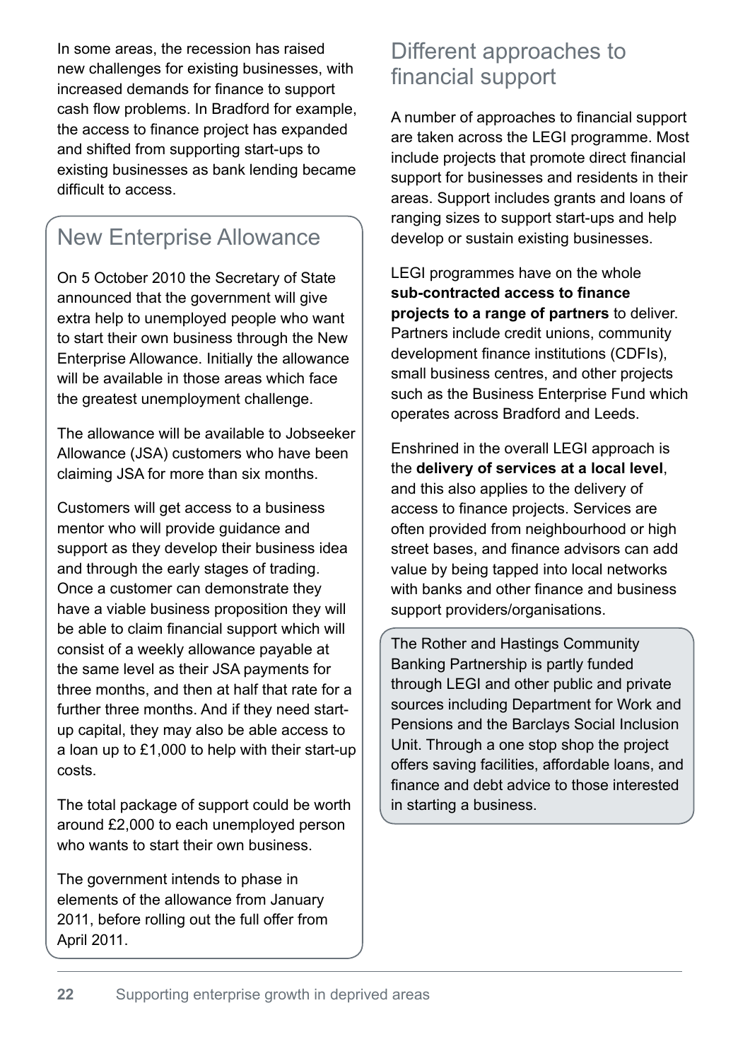In some areas, the recession has raised new challenges for existing businesses, with increased demands for finance to support cash flow problems. In Bradford for example, the access to finance project has expanded and shifted from supporting start-ups to existing businesses as bank lending became difficult to access.

## New Enterprise Allowance

On 5 October 2010 the Secretary of State announced that the government will give extra help to unemployed people who want to start their own business through the New Enterprise Allowance. Initially the allowance will be available in those areas which face the greatest unemployment challenge.

The allowance will be available to Jobseeker Allowance (JSA) customers who have been claiming JSA for more than six months.

Customers will get access to a business mentor who will provide guidance and support as they develop their business idea and through the early stages of trading. Once a customer can demonstrate they have a viable business proposition they will be able to claim financial support which will consist of a weekly allowance payable at the same level as their JSA payments for three months, and then at half that rate for a further three months. And if they need start-up capital, they may also be able access to a loan up to £1,000 to help with their start-up costs.

The total package of support could be worth around £2,000 to each unemployed person who wants to start their own business.

The government intends to phase in elements of the allowance from January 2011, before rolling out the full offer from April 2011.

## Different approaches to financial support

A number of approaches to financial support are taken across the LEGI programme. Most include projects that promote direct financial support for businesses and residents in their areas. Support includes grants and loans of ranging sizes to support start-ups and help develop or sustain existing businesses.

LEGI programmes have on the whole **sub-contracted access to finance projects to a range of partners** to deliver. Partners include credit unions, community development finance institutions (CDFIs), small business centres, and other projects such as the Business Enterprise Fund which operates across Bradford and Leeds.

Enshrined in the overall LEGI approach is the **delivery of services at a local level**, and this also applies to the delivery of access to finance projects. Services are often provided from neighbourhood or high street bases, and finance advisors can add value by being tapped into local networks with banks and other finance and business support providers/organisations.

The Rother and Hastings Community Banking Partnership is partly funded through LEGI and other public and private sources including Department for Work and Pensions and the Barclays Social Inclusion Unit. Through a one stop shop the project offers saving facilities, affordable loans, and finance and debt advice to those interested in starting a business.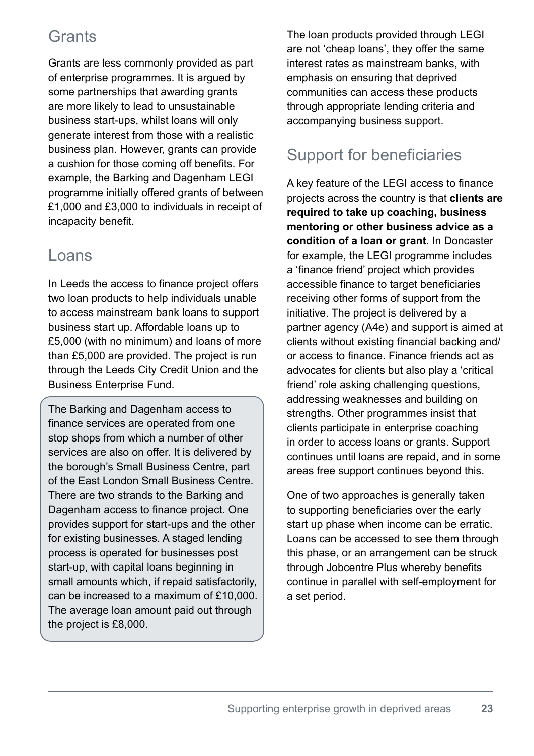## Grants

Grants are less commonly provided as part of enterprise programmes. It is argued by some partnerships that awarding grants are more likely to lead to unsustainable business start-ups, whilst loans will only generate interest from those with a realistic business plan. However, grants can provide a cushion for those coming off benefits. For example, the Barking and Dagenham LEGI programme initially offered grants of between £1,000 and £3,000 to individuals in receipt of incapacity benefit.

## Loans

In Leeds the access to finance project offers two loan products to help individuals unable to access mainstream bank loans to support business start up. Affordable loans up to £5,000 (with no minimum) and loans of more than £5,000 are provided. The project is run through the Leeds City Credit Union and the Business Enterprise Fund.

> The Barking and Dagenham access to finance services are operated from one stop shops from which a number of other services are also on offer. It is delivered by the borough's Small Business Centre, part of the East London Small Business Centre. There are two strands to the Barking and Dagenham access to finance project. One provides support for start-ups and the other for existing businesses. A staged lending process is operated for businesses post start-up, with capital loans beginning in small amounts which, if repaid satisfactorily, can be increased to a maximum of £10,000. The average loan amount paid out through the project is £8,000.

The loan products provided through LEGI are not 'cheap loans', they offer the same interest rates as mainstream banks, with emphasis on ensuring that deprived communities can access these products through appropriate lending criteria and accompanying business support.

## Support for beneficiaries

A key feature of the LEGI access to finance projects across the country is that **clients are required to take up coaching, business mentoring or other business advice as a condition of a loan or grant**. In Doncaster for example, the LEGI programme includes a 'finance friend' project which provides accessible finance to target beneficiaries receiving other forms of support from the initiative. The project is delivered by a partner agency (A4e) and support is aimed at clients without existing financial backing and/or access to finance. Finance friends act as advocates for clients but also play a 'critical friend' role asking challenging questions, addressing weaknesses and building on strengths. Other programmes insist that clients participate in enterprise coaching in order to access loans or grants. Support continues until loans are repaid, and in some areas free support continues beyond this.

One of two approaches is generally taken to supporting beneficiaries over the early start up phase when income can be erratic. Loans can be accessed to see them through this phase, or an arrangement can be struck through Jobcentre Plus whereby benefits continue in parallel with self-employment for a set period.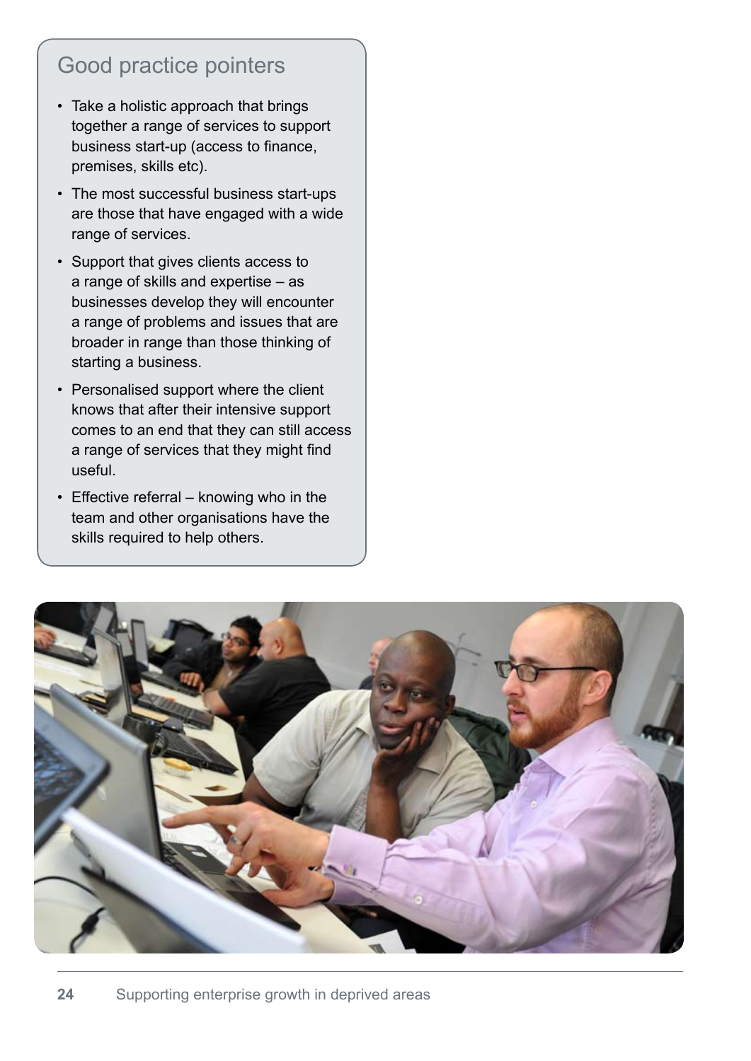## Good practice pointers

- Take a holistic approach that brings together a range of services to support business start-up (access to finance, premises, skills etc).
- The most successful business start-ups are those that have engaged with a wide range of services.
- Support that gives clients access to a range of skills and expertise – as businesses develop they will encounter a range of problems and issues that are broader in range than those thinking of starting a business.
- Personalised support where the client knows that after their intensive support comes to an end that they can still access a range of services that they might find useful.
- Effective referral – knowing who in the team and other organisations have the skills required to help others.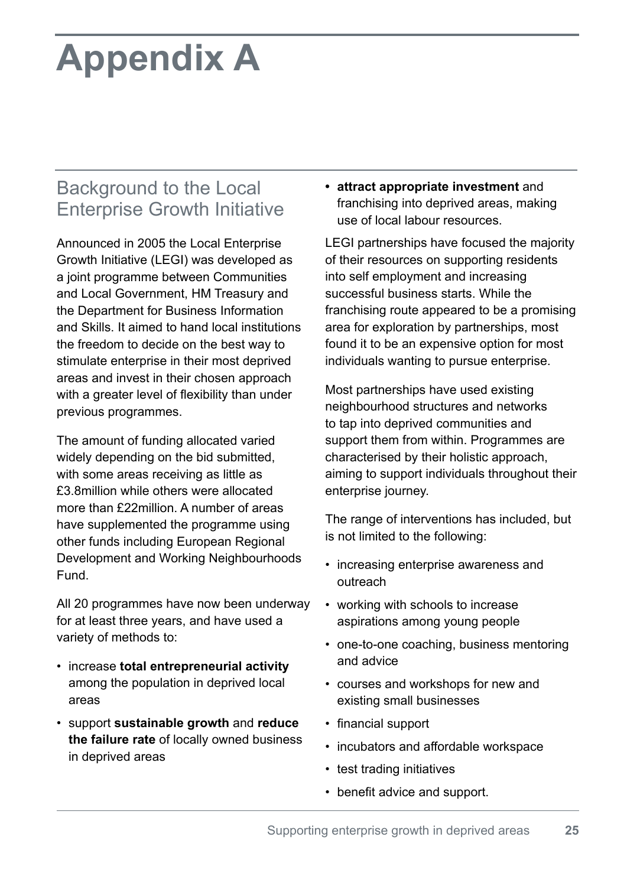# Appendix A

## Background to the Local Enterprise Growth Initiative

Announced in 2005 the Local Enterprise Growth Initiative (LEGI) was developed as a joint programme between Communities and Local Government, HM Treasury and the Department for Business Information and Skills. It aimed to hand local institutions the freedom to decide on the best way to stimulate enterprise in their most deprived areas and invest in their chosen approach with a greater level of flexibility than under previous programmes.

The amount of funding allocated varied widely depending on the bid submitted, with some areas receiving as little as £3.8million while others were allocated more than £22million. A number of areas have supplemented the programme using other funds including European Regional Development and Working Neighbourhoods Fund.

All 20 programmes have now been underway for at least three years, and have used a variety of methods to:

- increase **total entrepreneurial activity** among the population in deprived local areas
- support **sustainable growth** and **reduce the failure rate** of locally owned business in deprived areas
- **attract appropriate investment** and franchising into deprived areas, making use of local labour resources.

LEGI partnerships have focused the majority of their resources on supporting residents into self employment and increasing successful business starts. While the franchising route appeared to be a promising area for exploration by partnerships, most found it to be an expensive option for most individuals wanting to pursue enterprise.

Most partnerships have used existing neighbourhood structures and networks to tap into deprived communities and support them from within. Programmes are characterised by their holistic approach, aiming to support individuals throughout their enterprise journey.

The range of interventions has included, but is not limited to the following:

- increasing enterprise awareness and outreach
- working with schools to increase aspirations among young people
- one-to-one coaching, business mentoring and advice
- courses and workshops for new and existing small businesses
- financial support
- incubators and affordable workspace
- test trading initiatives
- benefit advice and support.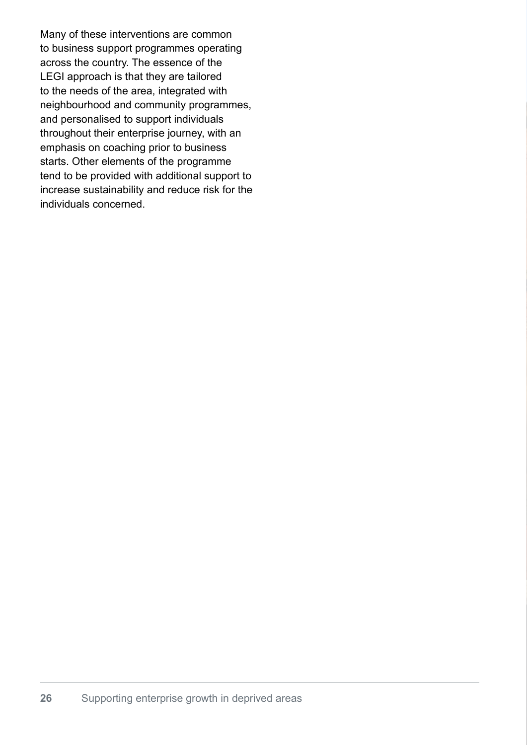Many of these interventions are common to business support programmes operating across the country. The essence of the LEGI approach is that they are tailored to the needs of the area, integrated with neighbourhood and community programmes, and personalised to support individuals throughout their enterprise journey, with an emphasis on coaching prior to business starts. Other elements of the programme tend to be provided with additional support to increase sustainability and reduce risk for the individuals concerned.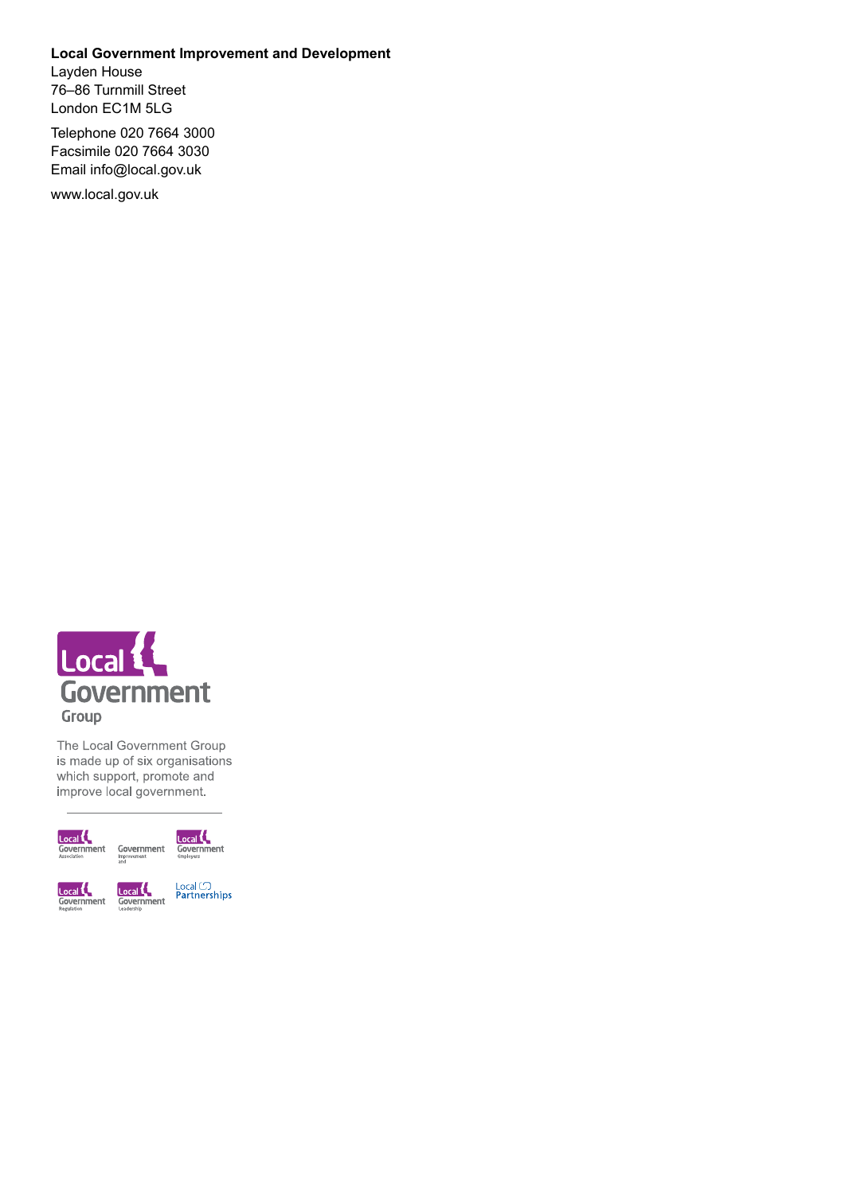**Local Government Improvement and Development**
Layden House
76–86 Turnmill Street
London EC1M 5LG

Telephone 020 7664 3000
Facsimile 020 7664 3030
Email info@local.gov.uk

www.local.gov.uk

The Local Government Group is made up of six organisations which support, promote and improve local government.